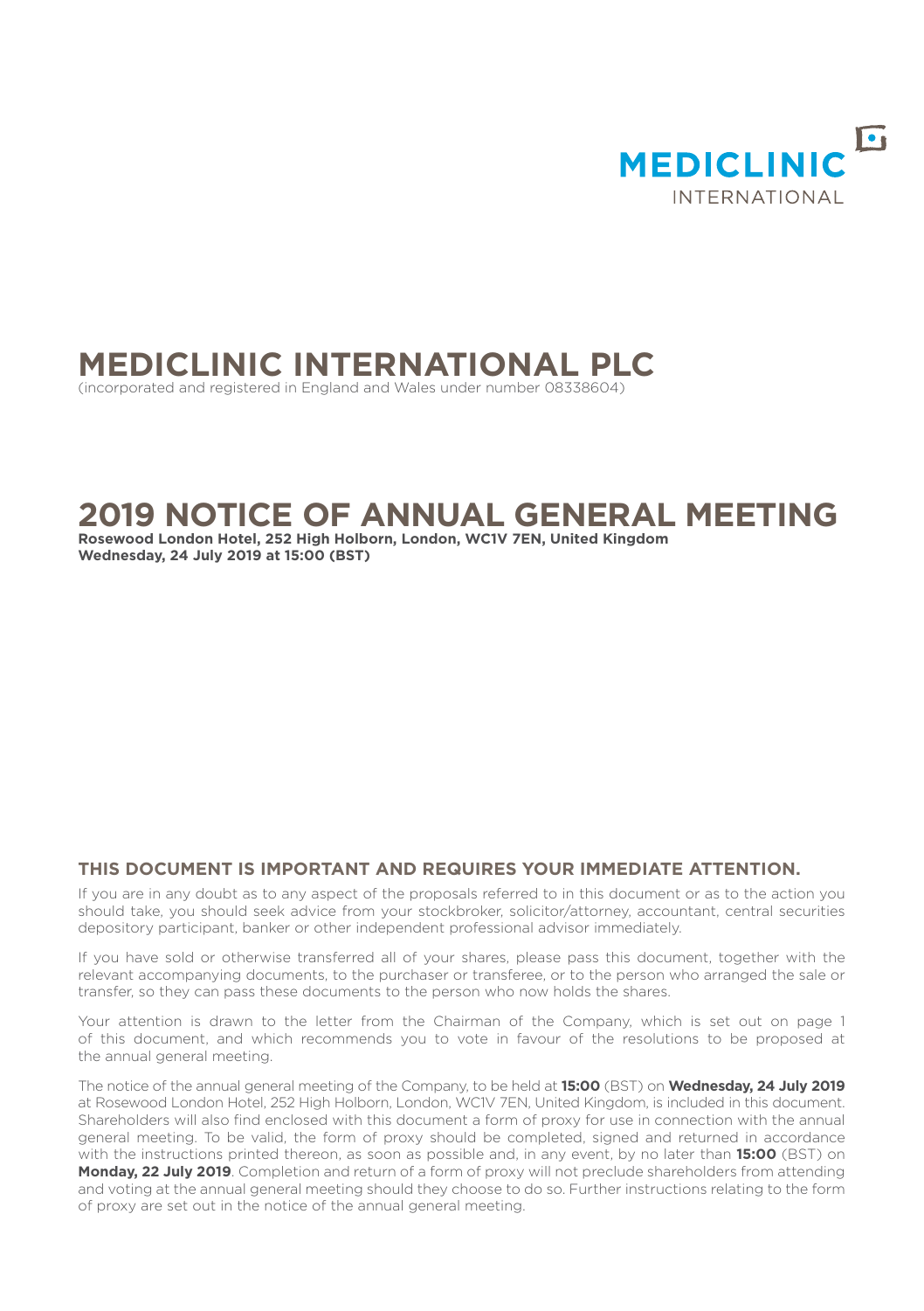MEDICLINIC
INTERNATIONAL

# MEDICLINIC INTERNATIONAL PLC

(incorporated and registered in England and Wales under number 08338604)

# 2019 NOTICE OF ANNUAL GENERAL MEETING

**Rosewood London Hotel, 252 High Holborn, London, WC1V 7EN, United Kingdom**
**Wednesday, 24 July 2019 at 15:00 (BST)**

## THIS DOCUMENT IS IMPORTANT AND REQUIRES YOUR IMMEDIATE ATTENTION.

If you are in any doubt as to any aspect of the proposals referred to in this document or as to the action you should take, you should seek advice from your stockbroker, solicitor/attorney, accountant, central securities depository participant, banker or other independent professional advisor immediately.

If you have sold or otherwise transferred all of your shares, please pass this document, together with the relevant accompanying documents, to the purchaser or transferee, or to the person who arranged the sale or transfer, so they can pass these documents to the person who now holds the shares.

Your attention is drawn to the letter from the Chairman of the Company, which is set out on page 1 of this document, and which recommends you to vote in favour of the resolutions to be proposed at the annual general meeting.

The notice of the annual general meeting of the Company, to be held at **15:00** (BST) on **Wednesday, 24 July 2019** at Rosewood London Hotel, 252 High Holborn, London, WC1V 7EN, United Kingdom, is included in this document. Shareholders will also find enclosed with this document a form of proxy for use in connection with the annual general meeting. To be valid, the form of proxy should be completed, signed and returned in accordance with the instructions printed thereon, as soon as possible and, in any event, by no later than **15:00** (BST) on **Monday, 22 July 2019**. Completion and return of a form of proxy will not preclude shareholders from attending and voting at the annual general meeting should they choose to do so. Further instructions relating to the form of proxy are set out in the notice of the annual general meeting.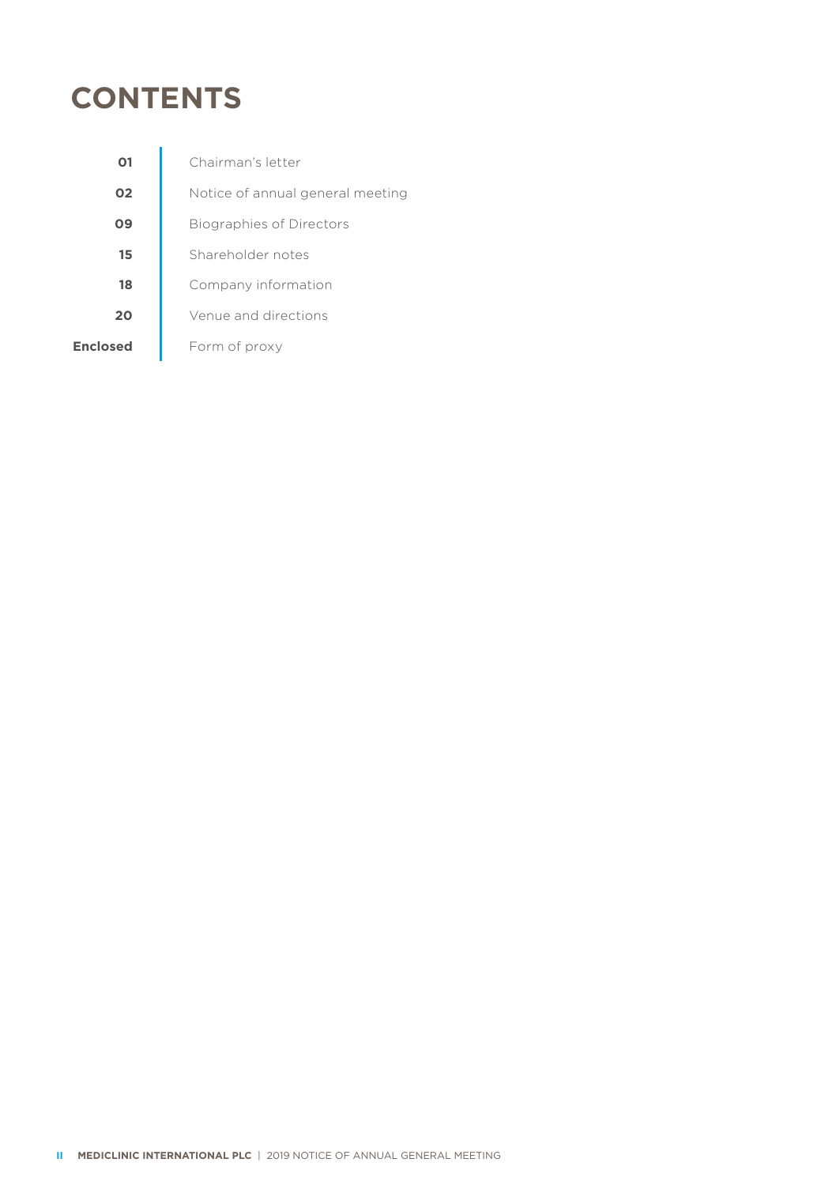# CONTENTS

| | |
|---|---|
| **01** | Chairman's letter |
| **02** | Notice of annual general meeting |
| **09** | Biographies of Directors |
| **15** | Shareholder notes |
| **18** | Company information |
| **20** | Venue and directions |
| **Enclosed** | Form of proxy |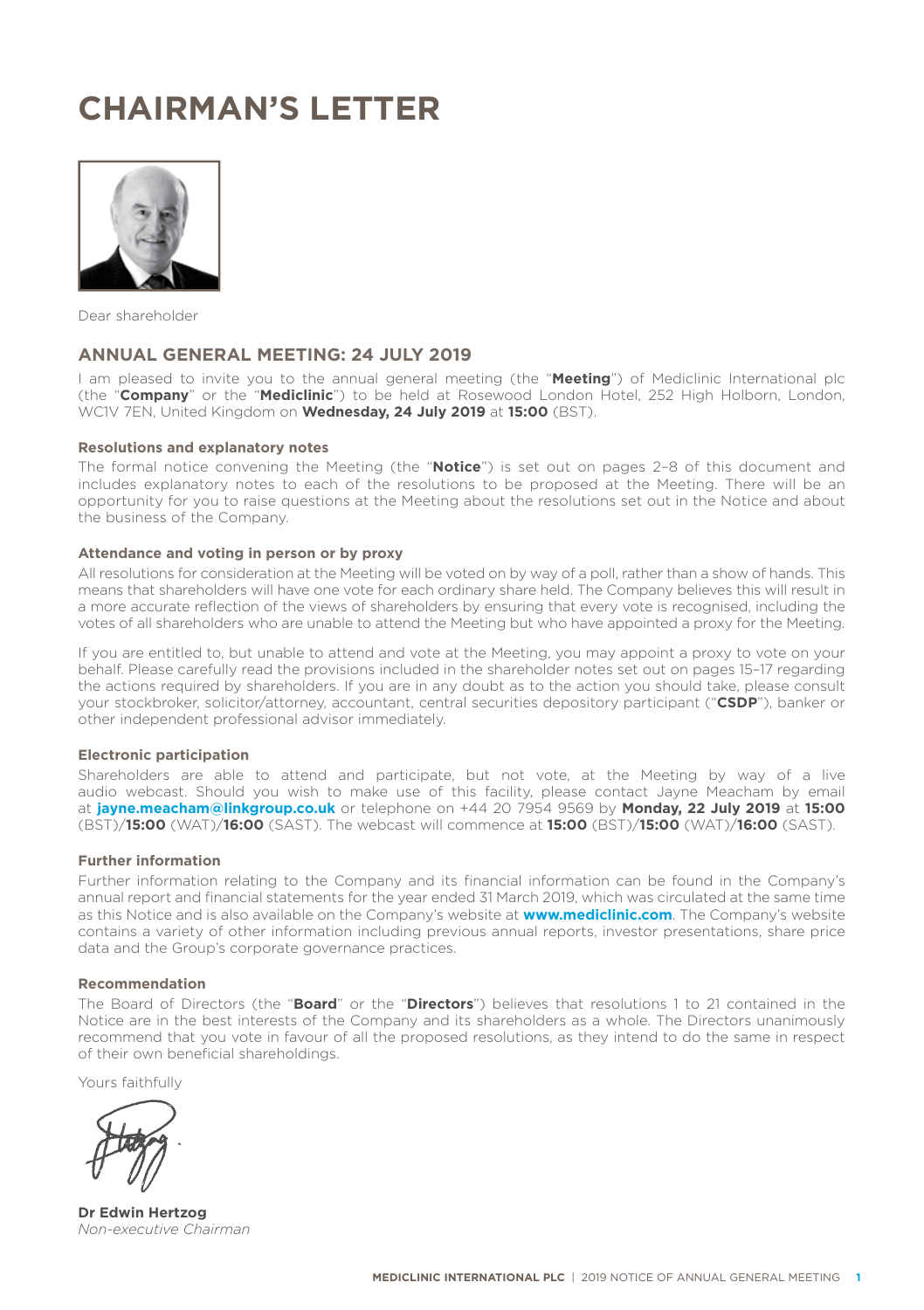# CHAIRMAN'S LETTER

Dear shareholder

## ANNUAL GENERAL MEETING: 24 JULY 2019

I am pleased to invite you to the annual general meeting (the "**Meeting**") of Mediclinic International plc (the "**Company**" or the "**Mediclinic**") to be held at Rosewood London Hotel, 252 High Holborn, London, WC1V 7EN, United Kingdom on **Wednesday, 24 July 2019** at **15:00** (BST).

### Resolutions and explanatory notes

The formal notice convening the Meeting (the "**Notice**") is set out on pages 2–8 of this document and includes explanatory notes to each of the resolutions to be proposed at the Meeting. There will be an opportunity for you to raise questions at the Meeting about the resolutions set out in the Notice and about the business of the Company.

### Attendance and voting in person or by proxy

All resolutions for consideration at the Meeting will be voted on by way of a poll, rather than a show of hands. This means that shareholders will have one vote for each ordinary share held. The Company believes this will result in a more accurate reflection of the views of shareholders by ensuring that every vote is recognised, including the votes of all shareholders who are unable to attend the Meeting but who have appointed a proxy for the Meeting.

If you are entitled to, but unable to attend and vote at the Meeting, you may appoint a proxy to vote on your behalf. Please carefully read the provisions included in the shareholder notes set out on pages 15–17 regarding the actions required by shareholders. If you are in any doubt as to the action you should take, please consult your stockbroker, solicitor/attorney, accountant, central securities depository participant ("**CSDP**"), banker or other independent professional advisor immediately.

### Electronic participation

Shareholders are able to attend and participate, but not vote, at the Meeting by way of a live audio webcast. Should you wish to make use of this facility, please contact Jayne Meacham by email at **jayne.meacham@linkgroup.co.uk** or telephone on +44 20 7954 9569 by **Monday, 22 July 2019** at **15:00** (BST)/**15:00** (WAT)/**16:00** (SAST). The webcast will commence at **15:00** (BST)/**15:00** (WAT)/**16:00** (SAST).

### Further information

Further information relating to the Company and its financial information can be found in the Company's annual report and financial statements for the year ended 31 March 2019, which was circulated at the same time as this Notice and is also available on the Company's website at **www.mediclinic.com**. The Company's website contains a variety of other information including previous annual reports, investor presentations, share price data and the Group's corporate governance practices.

### Recommendation

The Board of Directors (the "**Board**" or the "**Directors**") believes that resolutions 1 to 21 contained in the Notice are in the best interests of the Company and its shareholders as a whole. The Directors unanimously recommend that you vote in favour of all the proposed resolutions, as they intend to do the same in respect of their own beneficial shareholdings.

Yours faithfully

**Dr Edwin Hertzog**
*Non-executive Chairman*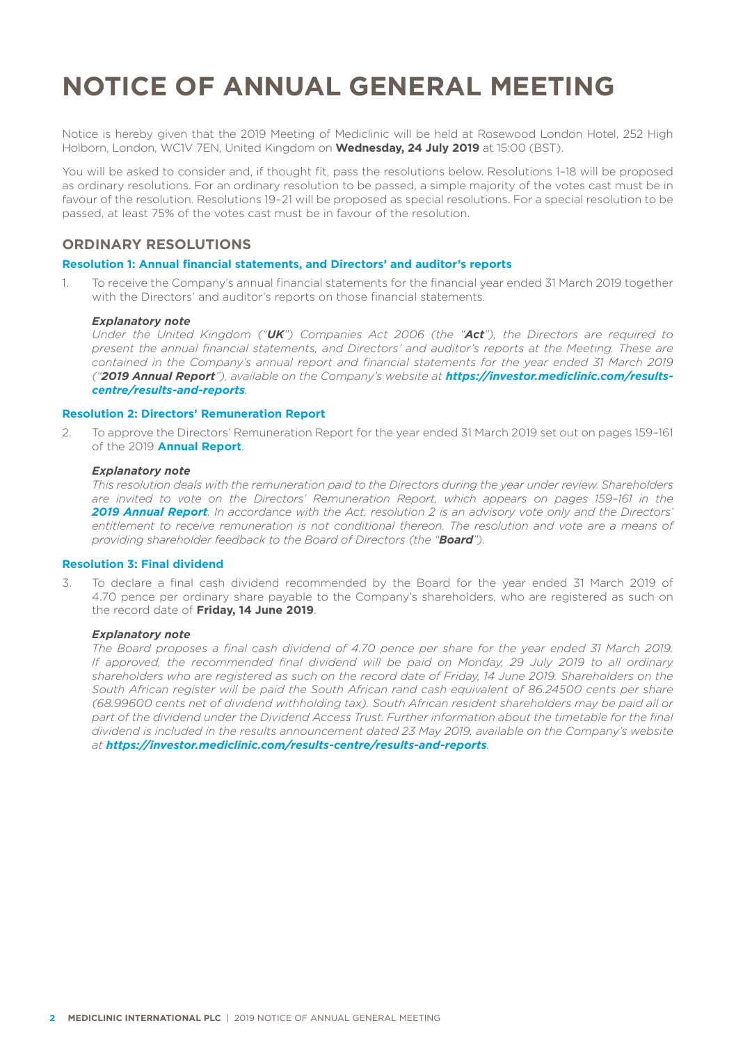# NOTICE OF ANNUAL GENERAL MEETING

Notice is hereby given that the 2019 Meeting of Mediclinic will be held at Rosewood London Hotel, 252 High Holborn, London, WC1V 7EN, United Kingdom on **Wednesday, 24 July 2019** at 15:00 (BST).

You will be asked to consider and, if thought fit, pass the resolutions below. Resolutions 1–18 will be proposed as ordinary resolutions. For an ordinary resolution to be passed, a simple majority of the votes cast must be in favour of the resolution. Resolutions 19–21 will be proposed as special resolutions. For a special resolution to be passed, at least 75% of the votes cast must be in favour of the resolution.

## ORDINARY RESOLUTIONS

### Resolution 1: Annual financial statements, and Directors' and auditor's reports

1. To receive the Company's annual financial statements for the financial year ended 31 March 2019 together with the Directors' and auditor's reports on those financial statements.

***Explanatory note***

*Under the United Kingdom ("**UK**") Companies Act 2006 (the "**Act**"), the Directors are required to present the annual financial statements, and Directors' and auditor's reports at the Meeting. These are contained in the Company's annual report and financial statements for the year ended 31 March 2019 ("**2019 Annual Report**"), available on the Company's website at **https://investor.mediclinic.com/results-centre/results-and-reports**.*

### Resolution 2: Directors' Remuneration Report

2. To approve the Directors' Remuneration Report for the year ended 31 March 2019 set out on pages 159–161 of the 2019 **Annual Report**.

***Explanatory note***

*This resolution deals with the remuneration paid to the Directors during the year under review. Shareholders are invited to vote on the Directors' Remuneration Report, which appears on pages 159–161 in the **2019 Annual Report**. In accordance with the Act, resolution 2 is an advisory vote only and the Directors' entitlement to receive remuneration is not conditional thereon. The resolution and vote are a means of providing shareholder feedback to the Board of Directors (the "**Board**").*

### Resolution 3: Final dividend

3. To declare a final cash dividend recommended by the Board for the year ended 31 March 2019 of 4.70 pence per ordinary share payable to the Company's shareholders, who are registered as such on the record date of **Friday, 14 June 2019**.

***Explanatory note***

*The Board proposes a final cash dividend of 4.70 pence per share for the year ended 31 March 2019. If approved, the recommended final dividend will be paid on Monday, 29 July 2019 to all ordinary shareholders who are registered as such on the record date of Friday, 14 June 2019. Shareholders on the South African register will be paid the South African rand cash equivalent of 86.24500 cents per share (68.99600 cents net of dividend withholding tax). South African resident shareholders may be paid all or part of the dividend under the Dividend Access Trust. Further information about the timetable for the final dividend is included in the results announcement dated 23 May 2019, available on the Company's website at **https://investor.mediclinic.com/results-centre/results-and-reports**.*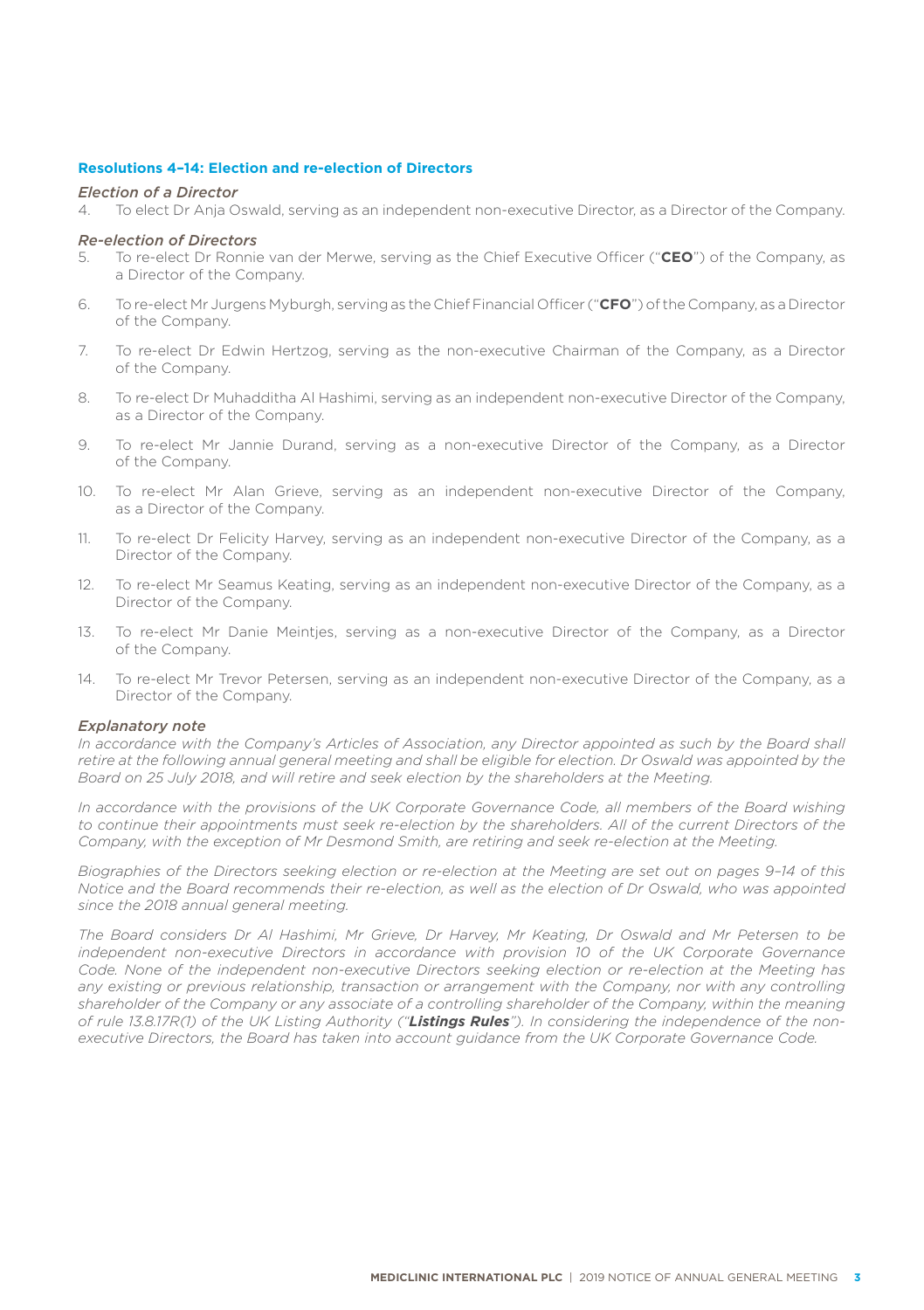### Resolutions 4–14: Election and re-election of Directors

*Election of a Director*

4. To elect Dr Anja Oswald, serving as an independent non-executive Director, as a Director of the Company.

*Re-election of Directors*

5. To re-elect Dr Ronnie van der Merwe, serving as the Chief Executive Officer ("**CEO**") of the Company, as a Director of the Company.
6. To re-elect Mr Jurgens Myburgh, serving as the Chief Financial Officer ("**CFO**") of the Company, as a Director of the Company.
7. To re-elect Dr Edwin Hertzog, serving as the non-executive Chairman of the Company, as a Director of the Company.
8. To re-elect Dr Muhadditha Al Hashimi, serving as an independent non-executive Director of the Company, as a Director of the Company.
9. To re-elect Mr Jannie Durand, serving as a non-executive Director of the Company, as a Director of the Company.
10. To re-elect Mr Alan Grieve, serving as an independent non-executive Director of the Company, as a Director of the Company.
11. To re-elect Dr Felicity Harvey, serving as an independent non-executive Director of the Company, as a Director of the Company.
12. To re-elect Mr Seamus Keating, serving as an independent non-executive Director of the Company, as a Director of the Company.
13. To re-elect Mr Danie Meintjes, serving as a non-executive Director of the Company, as a Director of the Company.
14. To re-elect Mr Trevor Petersen, serving as an independent non-executive Director of the Company, as a Director of the Company.

*Explanatory note*

*In accordance with the Company's Articles of Association, any Director appointed as such by the Board shall retire at the following annual general meeting and shall be eligible for election. Dr Oswald was appointed by the Board on 25 July 2018, and will retire and seek election by the shareholders at the Meeting.*

*In accordance with the provisions of the UK Corporate Governance Code, all members of the Board wishing to continue their appointments must seek re-election by the shareholders. All of the current Directors of the Company, with the exception of Mr Desmond Smith, are retiring and seek re-election at the Meeting.*

*Biographies of the Directors seeking election or re-election at the Meeting are set out on pages 9–14 of this Notice and the Board recommends their re-election, as well as the election of Dr Oswald, who was appointed since the 2018 annual general meeting.*

*The Board considers Dr Al Hashimi, Mr Grieve, Dr Harvey, Mr Keating, Dr Oswald and Mr Petersen to be independent non-executive Directors in accordance with provision 10 of the UK Corporate Governance Code. None of the independent non-executive Directors seeking election or re-election at the Meeting has any existing or previous relationship, transaction or arrangement with the Company, nor with any controlling shareholder of the Company or any associate of a controlling shareholder of the Company, within the meaning of rule 13.8.17R(1) of the UK Listing Authority ("**Listings Rules**"). In considering the independence of the non-executive Directors, the Board has taken into account guidance from the UK Corporate Governance Code.*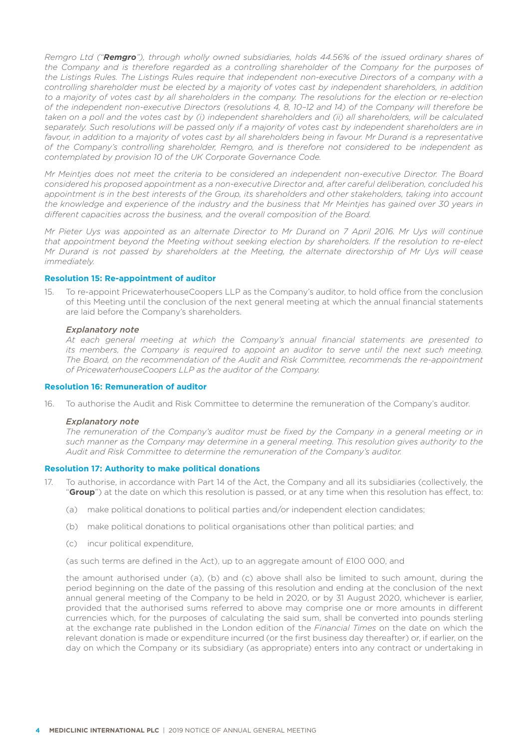*Remgro Ltd ("**Remgro**"), through wholly owned subsidiaries, holds 44.56% of the issued ordinary shares of the Company and is therefore regarded as a controlling shareholder of the Company for the purposes of the Listings Rules. The Listings Rules require that independent non-executive Directors of a company with a controlling shareholder must be elected by a majority of votes cast by independent shareholders, in addition to a majority of votes cast by all shareholders in the company. The resolutions for the election or re-election of the independent non-executive Directors (resolutions 4, 8, 10–12 and 14) of the Company will therefore be taken on a poll and the votes cast by (i) independent shareholders and (ii) all shareholders, will be calculated separately. Such resolutions will be passed only if a majority of votes cast by independent shareholders are in favour, in addition to a majority of votes cast by all shareholders being in favour. Mr Durand is a representative of the Company's controlling shareholder, Remgro, and is therefore not considered to be independent as contemplated by provision 10 of the UK Corporate Governance Code.*

*Mr Meintjes does not meet the criteria to be considered an independent non-executive Director. The Board considered his proposed appointment as a non-executive Director and, after careful deliberation, concluded his appointment is in the best interests of the Group, its shareholders and other stakeholders, taking into account the knowledge and experience of the industry and the business that Mr Meintjes has gained over 30 years in different capacities across the business, and the overall composition of the Board.*

*Mr Pieter Uys was appointed as an alternate Director to Mr Durand on 7 April 2016. Mr Uys will continue that appointment beyond the Meeting without seeking election by shareholders. If the resolution to re-elect Mr Durand is not passed by shareholders at the Meeting, the alternate directorship of Mr Uys will cease immediately.*

### Resolution 15: Re-appointment of auditor

15. To re-appoint PricewaterhouseCoopers LLP as the Company's auditor, to hold office from the conclusion of this Meeting until the conclusion of the next general meeting at which the annual financial statements are laid before the Company's shareholders.

    *Explanatory note*

    *At each general meeting at which the Company's annual financial statements are presented to its members, the Company is required to appoint an auditor to serve until the next such meeting. The Board, on the recommendation of the Audit and Risk Committee, recommends the re-appointment of PricewaterhouseCoopers LLP as the auditor of the Company.*

### Resolution 16: Remuneration of auditor

16. To authorise the Audit and Risk Committee to determine the remuneration of the Company's auditor.

    *Explanatory note*

    *The remuneration of the Company's auditor must be fixed by the Company in a general meeting or in such manner as the Company may determine in a general meeting. This resolution gives authority to the Audit and Risk Committee to determine the remuneration of the Company's auditor.*

### Resolution 17: Authority to make political donations

17. To authorise, in accordance with Part 14 of the Act, the Company and all its subsidiaries (collectively, the "**Group**") at the date on which this resolution is passed, or at any time when this resolution has effect, to:

    (a) make political donations to political parties and/or independent election candidates;

    (b) make political donations to political organisations other than political parties; and

    (c) incur political expenditure,

    (as such terms are defined in the Act), up to an aggregate amount of £100 000, and

    the amount authorised under (a), (b) and (c) above shall also be limited to such amount, during the period beginning on the date of the passing of this resolution and ending at the conclusion of the next annual general meeting of the Company to be held in 2020, or by 31 August 2020, whichever is earlier, provided that the authorised sums referred to above may comprise one or more amounts in different currencies which, for the purposes of calculating the said sum, shall be converted into pounds sterling at the exchange rate published in the London edition of the *Financial Times* on the date on which the relevant donation is made or expenditure incurred (or the first business day thereafter) or, if earlier, on the day on which the Company or its subsidiary (as appropriate) enters into any contract or undertaking in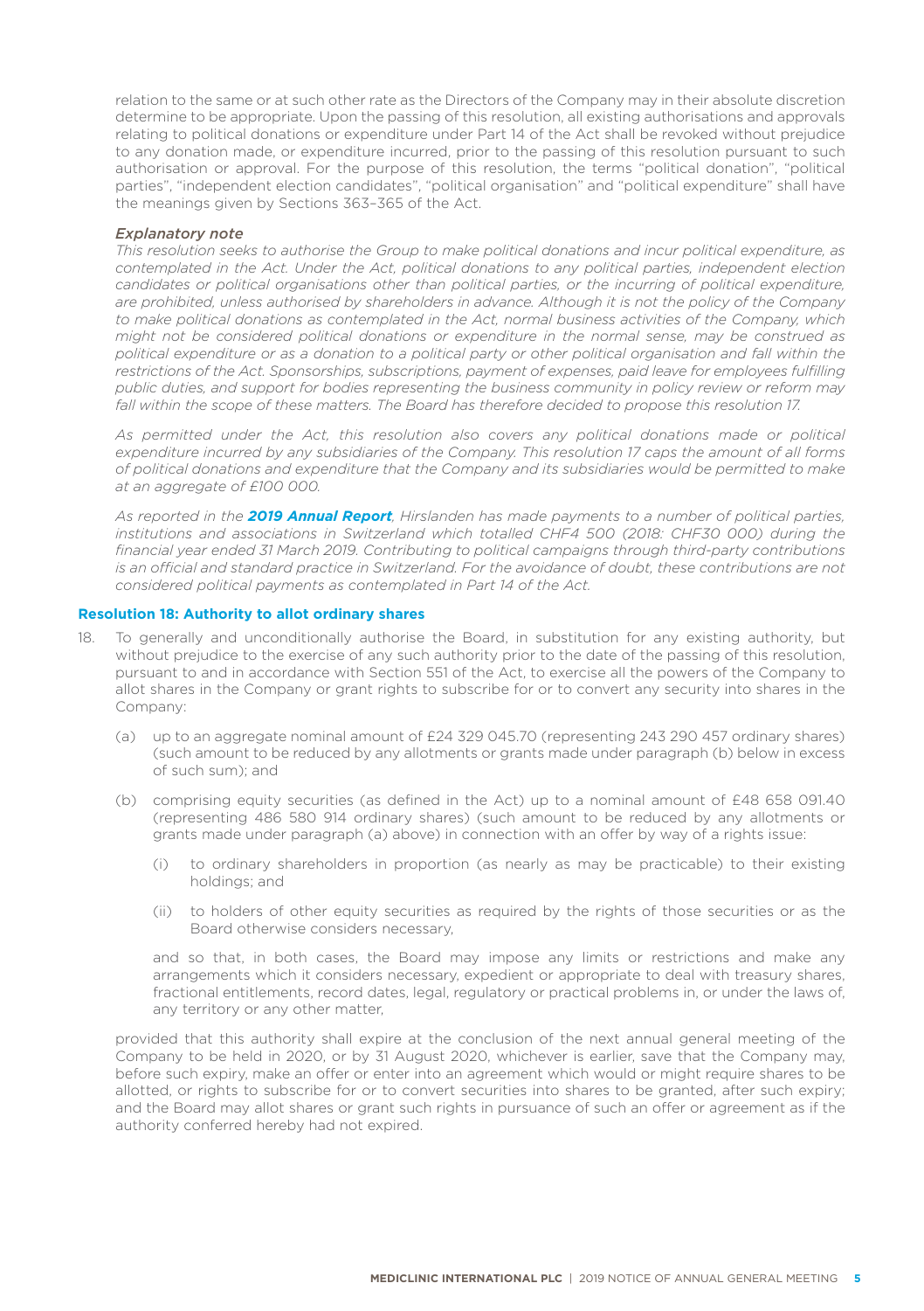relation to the same or at such other rate as the Directors of the Company may in their absolute discretion determine to be appropriate. Upon the passing of this resolution, all existing authorisations and approvals relating to political donations or expenditure under Part 14 of the Act shall be revoked without prejudice to any donation made, or expenditure incurred, prior to the passing of this resolution pursuant to such authorisation or approval. For the purpose of this resolution, the terms "political donation", "political parties", "independent election candidates", "political organisation" and "political expenditure" shall have the meanings given by Sections 363–365 of the Act.

***Explanatory note***

*This resolution seeks to authorise the Group to make political donations and incur political expenditure, as contemplated in the Act. Under the Act, political donations to any political parties, independent election candidates or political organisations other than political parties, or the incurring of political expenditure, are prohibited, unless authorised by shareholders in advance. Although it is not the policy of the Company to make political donations as contemplated in the Act, normal business activities of the Company, which might not be considered political donations or expenditure in the normal sense, may be construed as political expenditure or as a donation to a political party or other political organisation and fall within the restrictions of the Act. Sponsorships, subscriptions, payment of expenses, paid leave for employees fulfilling public duties, and support for bodies representing the business community in policy review or reform may fall within the scope of these matters. The Board has therefore decided to propose this resolution 17.*

*As permitted under the Act, this resolution also covers any political donations made or political expenditure incurred by any subsidiaries of the Company. This resolution 17 caps the amount of all forms of political donations and expenditure that the Company and its subsidiaries would be permitted to make at an aggregate of £100 000.*

*As reported in the* ***2019 Annual Report****, Hirslanden has made payments to a number of political parties, institutions and associations in Switzerland which totalled CHF4 500 (2018: CHF30 000) during the financial year ended 31 March 2019. Contributing to political campaigns through third-party contributions is an official and standard practice in Switzerland. For the avoidance of doubt, these contributions are not considered political payments as contemplated in Part 14 of the Act.*

**Resolution 18: Authority to allot ordinary shares**

18. To generally and unconditionally authorise the Board, in substitution for any existing authority, but without prejudice to the exercise of any such authority prior to the date of the passing of this resolution, pursuant to and in accordance with Section 551 of the Act, to exercise all the powers of the Company to allot shares in the Company or grant rights to subscribe for or to convert any security into shares in the Company:

    (a) up to an aggregate nominal amount of £24 329 045.70 (representing 243 290 457 ordinary shares) (such amount to be reduced by any allotments or grants made under paragraph (b) below in excess of such sum); and

    (b) comprising equity securities (as defined in the Act) up to a nominal amount of £48 658 091.40 (representing 486 580 914 ordinary shares) (such amount to be reduced by any allotments or grants made under paragraph (a) above) in connection with an offer by way of a rights issue:

        (i) to ordinary shareholders in proportion (as nearly as may be practicable) to their existing holdings; and

        (ii) to holders of other equity securities as required by the rights of those securities or as the Board otherwise considers necessary,

    and so that, in both cases, the Board may impose any limits or restrictions and make any arrangements which it considers necessary, expedient or appropriate to deal with treasury shares, fractional entitlements, record dates, legal, regulatory or practical problems in, or under the laws of, any territory or any other matter,

    provided that this authority shall expire at the conclusion of the next annual general meeting of the Company to be held in 2020, or by 31 August 2020, whichever is earlier, save that the Company may, before such expiry, make an offer or enter into an agreement which would or might require shares to be allotted, or rights to subscribe for or to convert securities into shares to be granted, after such expiry; and the Board may allot shares or grant such rights in pursuance of such an offer or agreement as if the authority conferred hereby had not expired.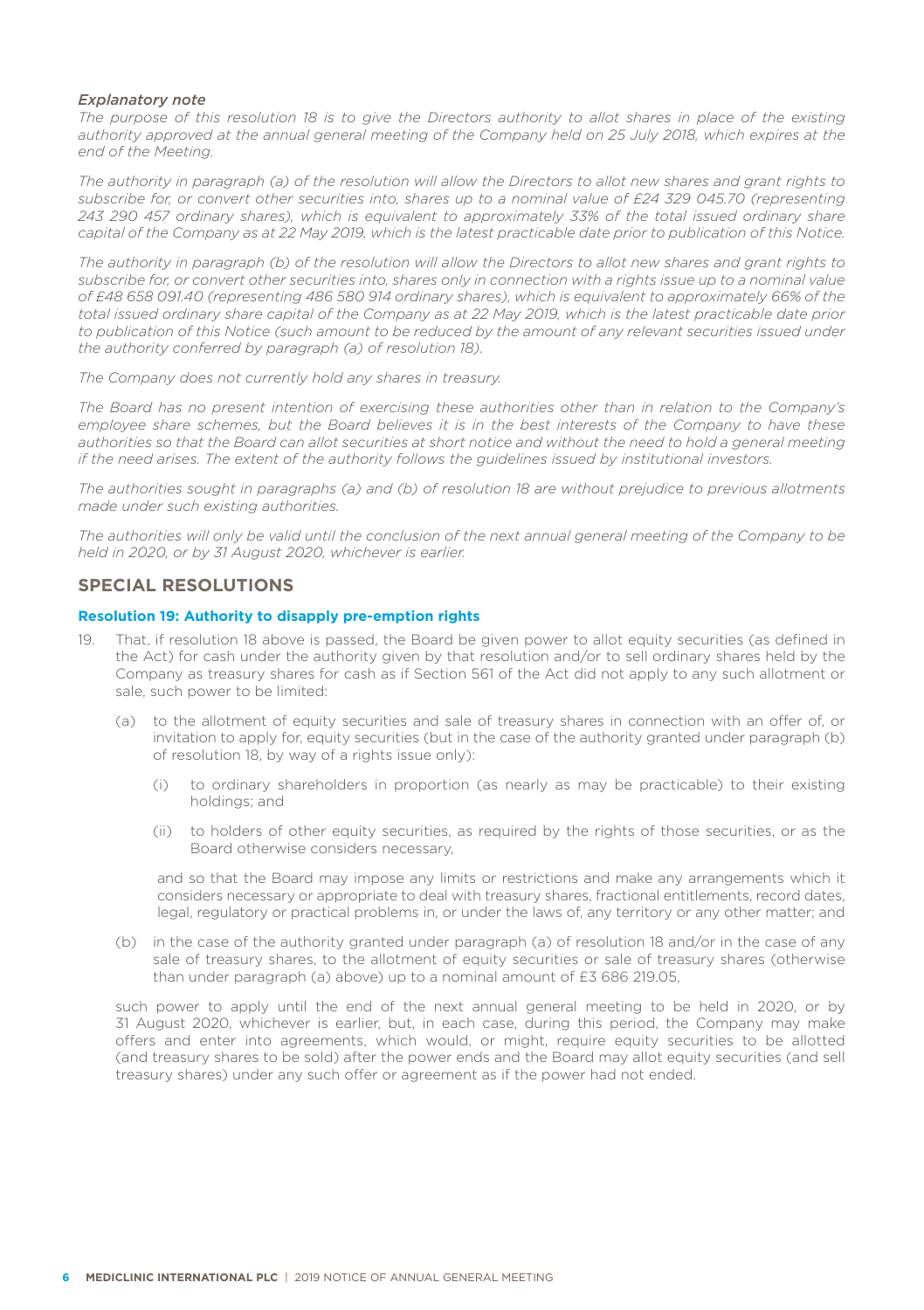*Explanatory note*

*The purpose of this resolution 18 is to give the Directors authority to allot shares in place of the existing authority approved at the annual general meeting of the Company held on 25 July 2018, which expires at the end of the Meeting.*

*The authority in paragraph (a) of the resolution will allow the Directors to allot new shares and grant rights to subscribe for, or convert other securities into, shares up to a nominal value of £24 329 045.70 (representing 243 290 457 ordinary shares), which is equivalent to approximately 33% of the total issued ordinary share capital of the Company as at 22 May 2019, which is the latest practicable date prior to publication of this Notice.*

*The authority in paragraph (b) of the resolution will allow the Directors to allot new shares and grant rights to subscribe for, or convert other securities into, shares only in connection with a rights issue up to a nominal value of £48 658 091.40 (representing 486 580 914 ordinary shares), which is equivalent to approximately 66% of the total issued ordinary share capital of the Company as at 22 May 2019, which is the latest practicable date prior to publication of this Notice (such amount to be reduced by the amount of any relevant securities issued under the authority conferred by paragraph (a) of resolution 18).*

*The Company does not currently hold any shares in treasury.*

*The Board has no present intention of exercising these authorities other than in relation to the Company's employee share schemes, but the Board believes it is in the best interests of the Company to have these authorities so that the Board can allot securities at short notice and without the need to hold a general meeting if the need arises. The extent of the authority follows the guidelines issued by institutional investors.*

*The authorities sought in paragraphs (a) and (b) of resolution 18 are without prejudice to previous allotments made under such existing authorities.*

*The authorities will only be valid until the conclusion of the next annual general meeting of the Company to be held in 2020, or by 31 August 2020, whichever is earlier.*

## SPECIAL RESOLUTIONS

### Resolution 19: Authority to disapply pre-emption rights

19. That, if resolution 18 above is passed, the Board be given power to allot equity securities (as defined in the Act) for cash under the authority given by that resolution and/or to sell ordinary shares held by the Company as treasury shares for cash as if Section 561 of the Act did not apply to any such allotment or sale, such power to be limited:

    (a) to the allotment of equity securities and sale of treasury shares in connection with an offer of, or invitation to apply for, equity securities (but in the case of the authority granted under paragraph (b) of resolution 18, by way of a rights issue only):

    (i) to ordinary shareholders in proportion (as nearly as may be practicable) to their existing holdings; and

    (ii) to holders of other equity securities, as required by the rights of those securities, or as the Board otherwise considers necessary,

    and so that the Board may impose any limits or restrictions and make any arrangements which it considers necessary or appropriate to deal with treasury shares, fractional entitlements, record dates, legal, regulatory or practical problems in, or under the laws of, any territory or any other matter; and

    (b) in the case of the authority granted under paragraph (a) of resolution 18 and/or in the case of any sale of treasury shares, to the allotment of equity securities or sale of treasury shares (otherwise than under paragraph (a) above) up to a nominal amount of £3 686 219.05,

    such power to apply until the end of the next annual general meeting to be held in 2020, or by 31 August 2020, whichever is earlier, but, in each case, during this period, the Company may make offers and enter into agreements, which would, or might, require equity securities to be allotted (and treasury shares to be sold) after the power ends and the Board may allot equity securities (and sell treasury shares) under any such offer or agreement as if the power had not ended.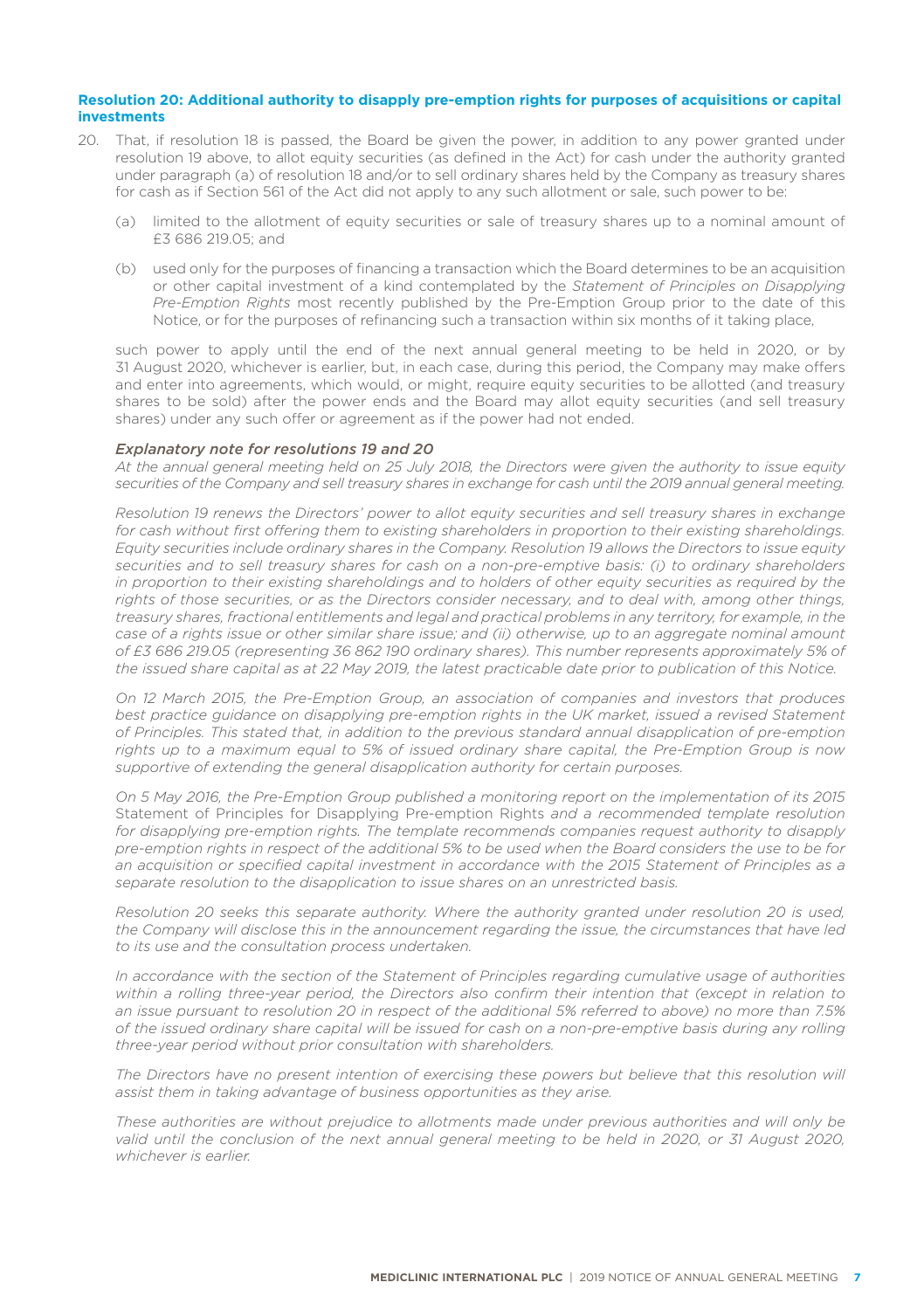**Resolution 20: Additional authority to disapply pre-emption rights for purposes of acquisitions or capital investments**

20. That, if resolution 18 is passed, the Board be given the power, in addition to any power granted under resolution 19 above, to allot equity securities (as defined in the Act) for cash under the authority granted under paragraph (a) of resolution 18 and/or to sell ordinary shares held by the Company as treasury shares for cash as if Section 561 of the Act did not apply to any such allotment or sale, such power to be:

    (a) limited to the allotment of equity securities or sale of treasury shares up to a nominal amount of £3 686 219.05; and

    (b) used only for the purposes of financing a transaction which the Board determines to be an acquisition or other capital investment of a kind contemplated by the *Statement of Principles on Disapplying Pre-Emption Rights* most recently published by the Pre-Emption Group prior to the date of this Notice, or for the purposes of refinancing such a transaction within six months of it taking place,

    such power to apply until the end of the next annual general meeting to be held in 2020, or by 31 August 2020, whichever is earlier, but, in each case, during this period, the Company may make offers and enter into agreements, which would, or might, require equity securities to be allotted (and treasury shares to be sold) after the power ends and the Board may allot equity securities (and sell treasury shares) under any such offer or agreement as if the power had not ended.

***Explanatory note for resolutions 19 and 20***

*At the annual general meeting held on 25 July 2018, the Directors were given the authority to issue equity securities of the Company and sell treasury shares in exchange for cash until the 2019 annual general meeting.*

*Resolution 19 renews the Directors' power to allot equity securities and sell treasury shares in exchange for cash without first offering them to existing shareholders in proportion to their existing shareholdings. Equity securities include ordinary shares in the Company. Resolution 19 allows the Directors to issue equity securities and to sell treasury shares for cash on a non-pre-emptive basis: (i) to ordinary shareholders in proportion to their existing shareholdings and to holders of other equity securities as required by the rights of those securities, or as the Directors consider necessary, and to deal with, among other things, treasury shares, fractional entitlements and legal and practical problems in any territory, for example, in the case of a rights issue or other similar share issue; and (ii) otherwise, up to an aggregate nominal amount of £3 686 219.05 (representing 36 862 190 ordinary shares). This number represents approximately 5% of the issued share capital as at 22 May 2019, the latest practicable date prior to publication of this Notice.*

*On 12 March 2015, the Pre-Emption Group, an association of companies and investors that produces best practice guidance on disapplying pre-emption rights in the UK market, issued a revised Statement of Principles. This stated that, in addition to the previous standard annual disapplication of pre-emption rights up to a maximum equal to 5% of issued ordinary share capital, the Pre-Emption Group is now supportive of extending the general disapplication authority for certain purposes.*

*On 5 May 2016, the Pre-Emption Group published a monitoring report on the implementation of its 2015* Statement of Principles for Disapplying Pre-emption Rights *and a recommended template resolution for disapplying pre-emption rights. The template recommends companies request authority to disapply pre-emption rights in respect of the additional 5% to be used when the Board considers the use to be for an acquisition or specified capital investment in accordance with the 2015 Statement of Principles as a separate resolution to the disapplication to issue shares on an unrestricted basis.*

*Resolution 20 seeks this separate authority. Where the authority granted under resolution 20 is used, the Company will disclose this in the announcement regarding the issue, the circumstances that have led to its use and the consultation process undertaken.*

*In accordance with the section of the Statement of Principles regarding cumulative usage of authorities within a rolling three-year period, the Directors also confirm their intention that (except in relation to an issue pursuant to resolution 20 in respect of the additional 5% referred to above) no more than 7.5% of the issued ordinary share capital will be issued for cash on a non-pre-emptive basis during any rolling three-year period without prior consultation with shareholders.*

*The Directors have no present intention of exercising these powers but believe that this resolution will assist them in taking advantage of business opportunities as they arise.*

*These authorities are without prejudice to allotments made under previous authorities and will only be valid until the conclusion of the next annual general meeting to be held in 2020, or 31 August 2020, whichever is earlier.*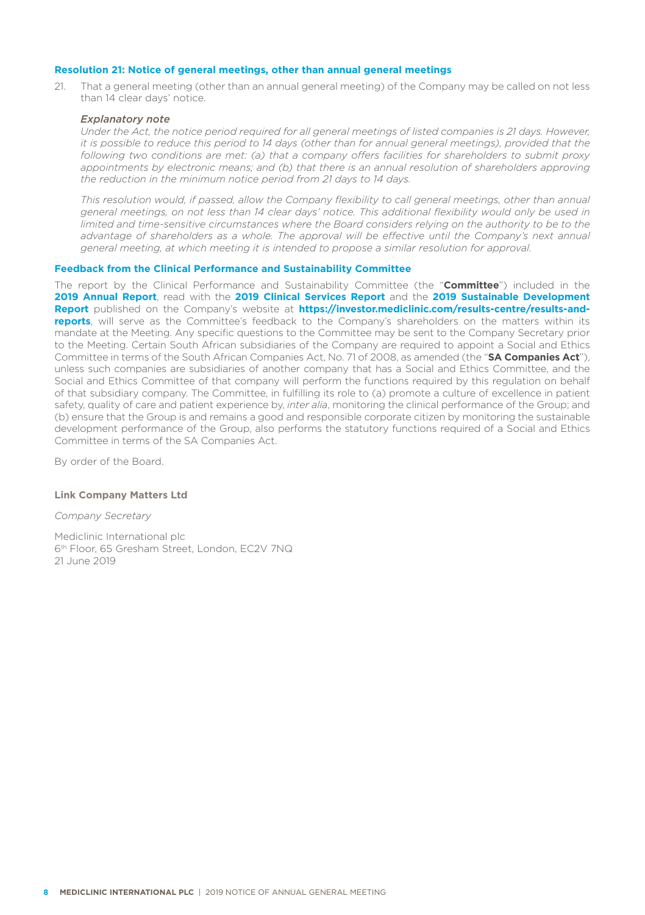### Resolution 21: Notice of general meetings, other than annual general meetings

21. That a general meeting (other than an annual general meeting) of the Company may be called on not less than 14 clear days' notice.

*Explanatory note*

*Under the Act, the notice period required for all general meetings of listed companies is 21 days. However, it is possible to reduce this period to 14 days (other than for annual general meetings), provided that the following two conditions are met: (a) that a company offers facilities for shareholders to submit proxy appointments by electronic means; and (b) that there is an annual resolution of shareholders approving the reduction in the minimum notice period from 21 days to 14 days.*

*This resolution would, if passed, allow the Company flexibility to call general meetings, other than annual general meetings, on not less than 14 clear days' notice. This additional flexibility would only be used in limited and time-sensitive circumstances where the Board considers relying on the authority to be to the advantage of shareholders as a whole. The approval will be effective until the Company's next annual general meeting, at which meeting it is intended to propose a similar resolution for approval.*

### Feedback from the Clinical Performance and Sustainability Committee

The report by the Clinical Performance and Sustainability Committee (the "**Committee**") included in the **2019 Annual Report**, read with the **2019 Clinical Services Report** and the **2019 Sustainable Development Report** published on the Company's website at **https://investor.mediclinic.com/results-centre/results-and-reports**, will serve as the Committee's feedback to the Company's shareholders on the matters within its mandate at the Meeting. Any specific questions to the Committee may be sent to the Company Secretary prior to the Meeting. Certain South African subsidiaries of the Company are required to appoint a Social and Ethics Committee in terms of the South African Companies Act, No. 71 of 2008, as amended (the "**SA Companies Act**"), unless such companies are subsidiaries of another company that has a Social and Ethics Committee, and the Social and Ethics Committee of that company will perform the functions required by this regulation on behalf of that subsidiary company. The Committee, in fulfilling its role to (a) promote a culture of excellence in patient safety, quality of care and patient experience by, *inter alia*, monitoring the clinical performance of the Group; and (b) ensure that the Group is and remains a good and responsible corporate citizen by monitoring the sustainable development performance of the Group, also performs the statutory functions required of a Social and Ethics Committee in terms of the SA Companies Act.

By order of the Board.

**Link Company Matters Ltd**

*Company Secretary*

Mediclinic International plc
6th Floor, 65 Gresham Street, London, EC2V 7NQ
21 June 2019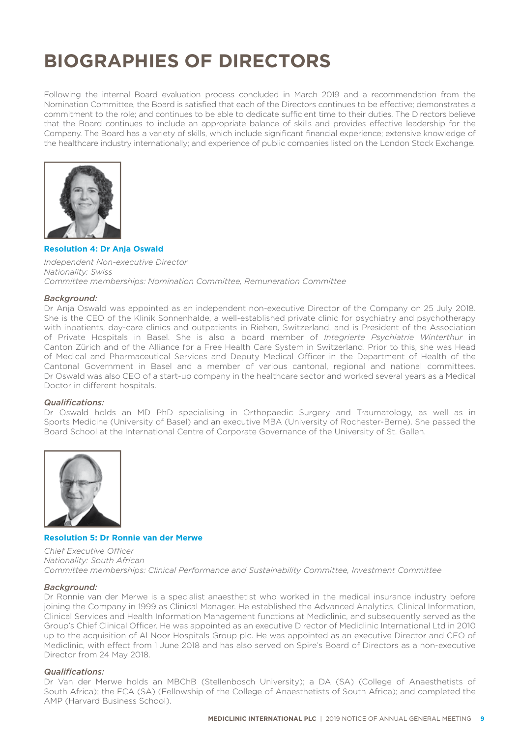# BIOGRAPHIES OF DIRECTORS

Following the internal Board evaluation process concluded in March 2019 and a recommendation from the Nomination Committee, the Board is satisfied that each of the Directors continues to be effective; demonstrates a commitment to the role; and continues to be able to dedicate sufficient time to their duties. The Directors believe that the Board continues to include an appropriate balance of skills and provides effective leadership for the Company. The Board has a variety of skills, which include significant financial experience; extensive knowledge of the healthcare industry internationally; and experience of public companies listed on the London Stock Exchange.

**Resolution 4: Dr Anja Oswald**

*Independent Non-executive Director*
*Nationality: Swiss*
*Committee memberships: Nomination Committee, Remuneration Committee*

*Background:*

Dr Anja Oswald was appointed as an independent non-executive Director of the Company on 25 July 2018. She is the CEO of the Klinik Sonnenhalde, a well-established private clinic for psychiatry and psychotherapy with inpatients, day-care clinics and outpatients in Riehen, Switzerland, and is President of the Association of Private Hospitals in Basel. She is also a board member of *Integrierte Psychiatrie Winterthur* in Canton Zürich and of the Alliance for a Free Health Care System in Switzerland. Prior to this, she was Head of Medical and Pharmaceutical Services and Deputy Medical Officer in the Department of Health of the Cantonal Government in Basel and a member of various cantonal, regional and national committees. Dr Oswald was also CEO of a start-up company in the healthcare sector and worked several years as a Medical Doctor in different hospitals.

*Qualifications:*

Dr Oswald holds an MD PhD specialising in Orthopaedic Surgery and Traumatology, as well as in Sports Medicine (University of Basel) and an executive MBA (University of Rochester-Berne). She passed the Board School at the International Centre of Corporate Governance of the University of St. Gallen.

**Resolution 5: Dr Ronnie van der Merwe**

*Chief Executive Officer*
*Nationality: South African*
*Committee memberships: Clinical Performance and Sustainability Committee, Investment Committee*

*Background:*

Dr Ronnie van der Merwe is a specialist anaesthetist who worked in the medical insurance industry before joining the Company in 1999 as Clinical Manager. He established the Advanced Analytics, Clinical Information, Clinical Services and Health Information Management functions at Mediclinic, and subsequently served as the Group's Chief Clinical Officer. He was appointed as an executive Director of Mediclinic International Ltd in 2010 up to the acquisition of Al Noor Hospitals Group plc. He was appointed as an executive Director and CEO of Mediclinic, with effect from 1 June 2018 and has also served on Spire's Board of Directors as a non-executive Director from 24 May 2018.

*Qualifications:*

Dr Van der Merwe holds an MBChB (Stellenbosch University); a DA (SA) (College of Anaesthetists of South Africa); the FCA (SA) (Fellowship of the College of Anaesthetists of South Africa); and completed the AMP (Harvard Business School).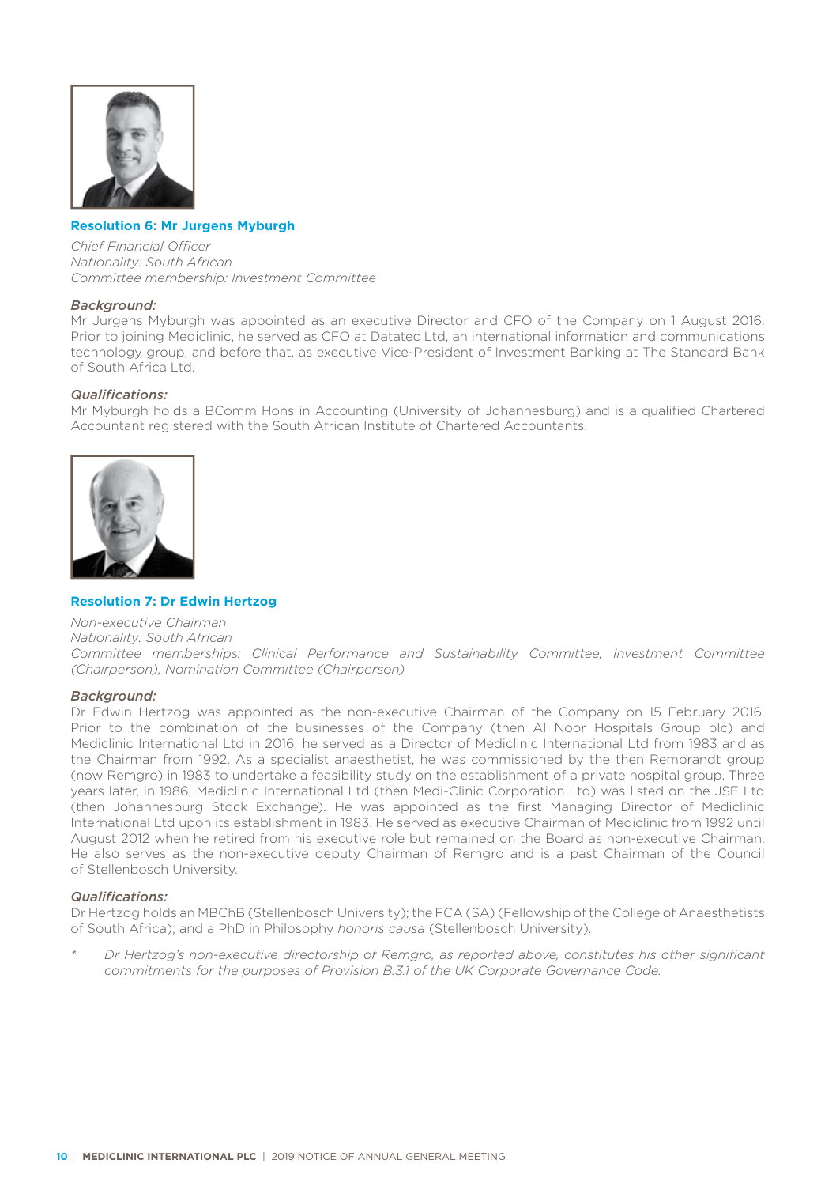### Resolution 6: Mr Jurgens Myburgh

*Chief Financial Officer*
*Nationality: South African*
*Committee membership: Investment Committee*

***Background:***
Mr Jurgens Myburgh was appointed as an executive Director and CFO of the Company on 1 August 2016. Prior to joining Mediclinic, he served as CFO at Datatec Ltd, an international information and communications technology group, and before that, as executive Vice-President of Investment Banking at The Standard Bank of South Africa Ltd.

***Qualifications:***
Mr Myburgh holds a BComm Hons in Accounting (University of Johannesburg) and is a qualified Chartered Accountant registered with the South African Institute of Chartered Accountants.

### Resolution 7: Dr Edwin Hertzog

*Non-executive Chairman*
*Nationality: South African*
*Committee memberships: Clinical Performance and Sustainability Committee, Investment Committee (Chairperson), Nomination Committee (Chairperson)*

***Background:***
Dr Edwin Hertzog was appointed as the non-executive Chairman of the Company on 15 February 2016. Prior to the combination of the businesses of the Company (then Al Noor Hospitals Group plc) and Mediclinic International Ltd in 2016, he served as a Director of Mediclinic International Ltd from 1983 and as the Chairman from 1992. As a specialist anaesthetist, he was commissioned by the then Rembrandt group (now Remgro) in 1983 to undertake a feasibility study on the establishment of a private hospital group. Three years later, in 1986, Mediclinic International Ltd (then Medi-Clinic Corporation Ltd) was listed on the JSE Ltd (then Johannesburg Stock Exchange). He was appointed as the first Managing Director of Mediclinic International Ltd upon its establishment in 1983. He served as executive Chairman of Mediclinic from 1992 until August 2012 when he retired from his executive role but remained on the Board as non-executive Chairman. He also serves as the non-executive deputy Chairman of Remgro and is a past Chairman of the Council of Stellenbosch University.

***Qualifications:***
Dr Hertzog holds an MBChB (Stellenbosch University); the FCA (SA) (Fellowship of the College of Anaesthetists of South Africa); and a PhD in Philosophy *honoris causa* (Stellenbosch University).

\* *Dr Hertzog's non-executive directorship of Remgro, as reported above, constitutes his other significant commitments for the purposes of Provision B.3.1 of the UK Corporate Governance Code.*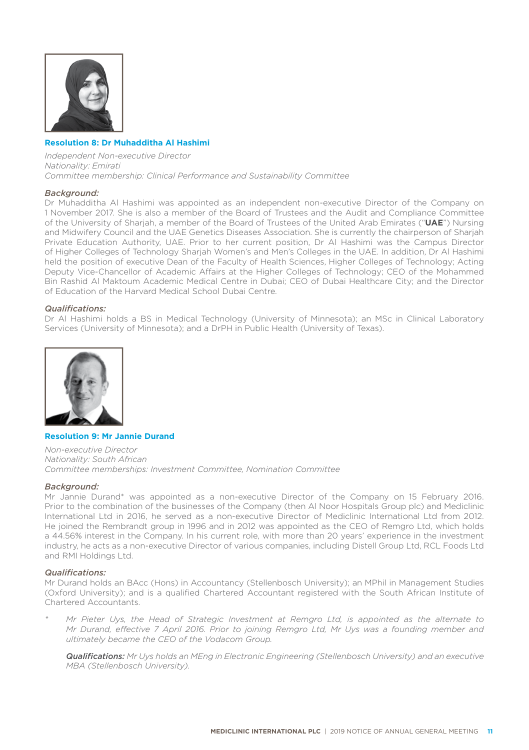### Resolution 8: Dr Muhadditha Al Hashimi

*Independent Non-executive Director*
*Nationality: Emirati*
*Committee membership: Clinical Performance and Sustainability Committee*

***Background:***

Dr Muhadditha Al Hashimi was appointed as an independent non-executive Director of the Company on 1 November 2017. She is also a member of the Board of Trustees and the Audit and Compliance Committee of the University of Sharjah, a member of the Board of Trustees of the United Arab Emirates ("**UAE**") Nursing and Midwifery Council and the UAE Genetics Diseases Association. She is currently the chairperson of Sharjah Private Education Authority, UAE. Prior to her current position, Dr Al Hashimi was the Campus Director of Higher Colleges of Technology Sharjah Women's and Men's Colleges in the UAE. In addition, Dr Al Hashimi held the position of executive Dean of the Faculty of Health Sciences, Higher Colleges of Technology; Acting Deputy Vice-Chancellor of Academic Affairs at the Higher Colleges of Technology; CEO of the Mohammed Bin Rashid Al Maktoum Academic Medical Centre in Dubai; CEO of Dubai Healthcare City; and the Director of Education of the Harvard Medical School Dubai Centre.

***Qualifications:***

Dr Al Hashimi holds a BS in Medical Technology (University of Minnesota); an MSc in Clinical Laboratory Services (University of Minnesota); and a DrPH in Public Health (University of Texas).

### Resolution 9: Mr Jannie Durand

*Non-executive Director*
*Nationality: South African*
*Committee memberships: Investment Committee, Nomination Committee*

***Background:***

Mr Jannie Durand* was appointed as a non-executive Director of the Company on 15 February 2016. Prior to the combination of the businesses of the Company (then Al Noor Hospitals Group plc) and Mediclinic International Ltd in 2016, he served as a non-executive Director of Mediclinic International Ltd from 2012. He joined the Rembrandt group in 1996 and in 2012 was appointed as the CEO of Remgro Ltd, which holds a 44.56% interest in the Company. In his current role, with more than 20 years' experience in the investment industry, he acts as a non-executive Director of various companies, including Distell Group Ltd, RCL Foods Ltd and RMI Holdings Ltd.

***Qualifications:***

Mr Durand holds an BAcc (Hons) in Accountancy (Stellenbosch University); an MPhil in Management Studies (Oxford University); and is a qualified Chartered Accountant registered with the South African Institute of Chartered Accountants.

\* *Mr Pieter Uys, the Head of Strategic Investment at Remgro Ltd, is appointed as the alternate to Mr Durand, effective 7 April 2016. Prior to joining Remgro Ltd, Mr Uys was a founding member and ultimately became the CEO of the Vodacom Group.*

  ***Qualifications:*** *Mr Uys holds an MEng in Electronic Engineering (Stellenbosch University) and an executive MBA (Stellenbosch University).*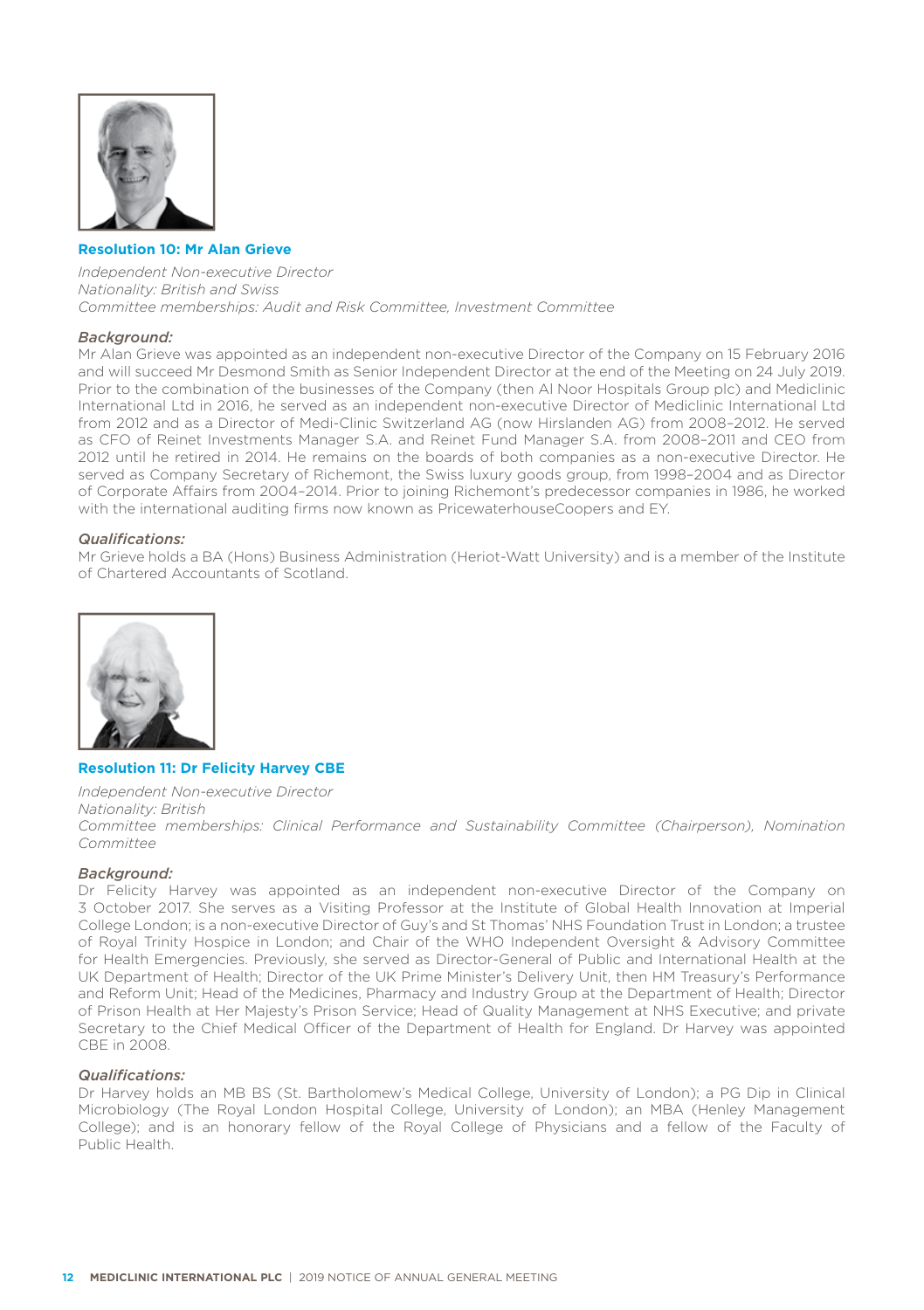### Resolution 10: Mr Alan Grieve

*Independent Non-executive Director*
*Nationality: British and Swiss*
*Committee memberships: Audit and Risk Committee, Investment Committee*

*Background:*

Mr Alan Grieve was appointed as an independent non-executive Director of the Company on 15 February 2016 and will succeed Mr Desmond Smith as Senior Independent Director at the end of the Meeting on 24 July 2019. Prior to the combination of the businesses of the Company (then Al Noor Hospitals Group plc) and Mediclinic International Ltd in 2016, he served as an independent non-executive Director of Mediclinic International Ltd from 2012 and as a Director of Medi-Clinic Switzerland AG (now Hirslanden AG) from 2008–2012. He served as CFO of Reinet Investments Manager S.A. and Reinet Fund Manager S.A. from 2008–2011 and CEO from 2012 until he retired in 2014. He remains on the boards of both companies as a non-executive Director. He served as Company Secretary of Richemont, the Swiss luxury goods group, from 1998–2004 and as Director of Corporate Affairs from 2004–2014. Prior to joining Richemont's predecessor companies in 1986, he worked with the international auditing firms now known as PricewaterhouseCoopers and EY.

*Qualifications:*

Mr Grieve holds a BA (Hons) Business Administration (Heriot-Watt University) and is a member of the Institute of Chartered Accountants of Scotland.

### Resolution 11: Dr Felicity Harvey CBE

*Independent Non-executive Director*
*Nationality: British*
*Committee memberships: Clinical Performance and Sustainability Committee (Chairperson), Nomination Committee*

*Background:*

Dr Felicity Harvey was appointed as an independent non-executive Director of the Company on 3 October 2017. She serves as a Visiting Professor at the Institute of Global Health Innovation at Imperial College London; is a non-executive Director of Guy's and St Thomas' NHS Foundation Trust in London; a trustee of Royal Trinity Hospice in London; and Chair of the WHO Independent Oversight & Advisory Committee for Health Emergencies. Previously, she served as Director-General of Public and International Health at the UK Department of Health; Director of the UK Prime Minister's Delivery Unit, then HM Treasury's Performance and Reform Unit; Head of the Medicines, Pharmacy and Industry Group at the Department of Health; Director of Prison Health at Her Majesty's Prison Service; Head of Quality Management at NHS Executive; and private Secretary to the Chief Medical Officer of the Department of Health for England. Dr Harvey was appointed CBE in 2008.

*Qualifications:*

Dr Harvey holds an MB BS (St. Bartholomew's Medical College, University of London); a PG Dip in Clinical Microbiology (The Royal London Hospital College, University of London); an MBA (Henley Management College); and is an honorary fellow of the Royal College of Physicians and a fellow of the Faculty of Public Health.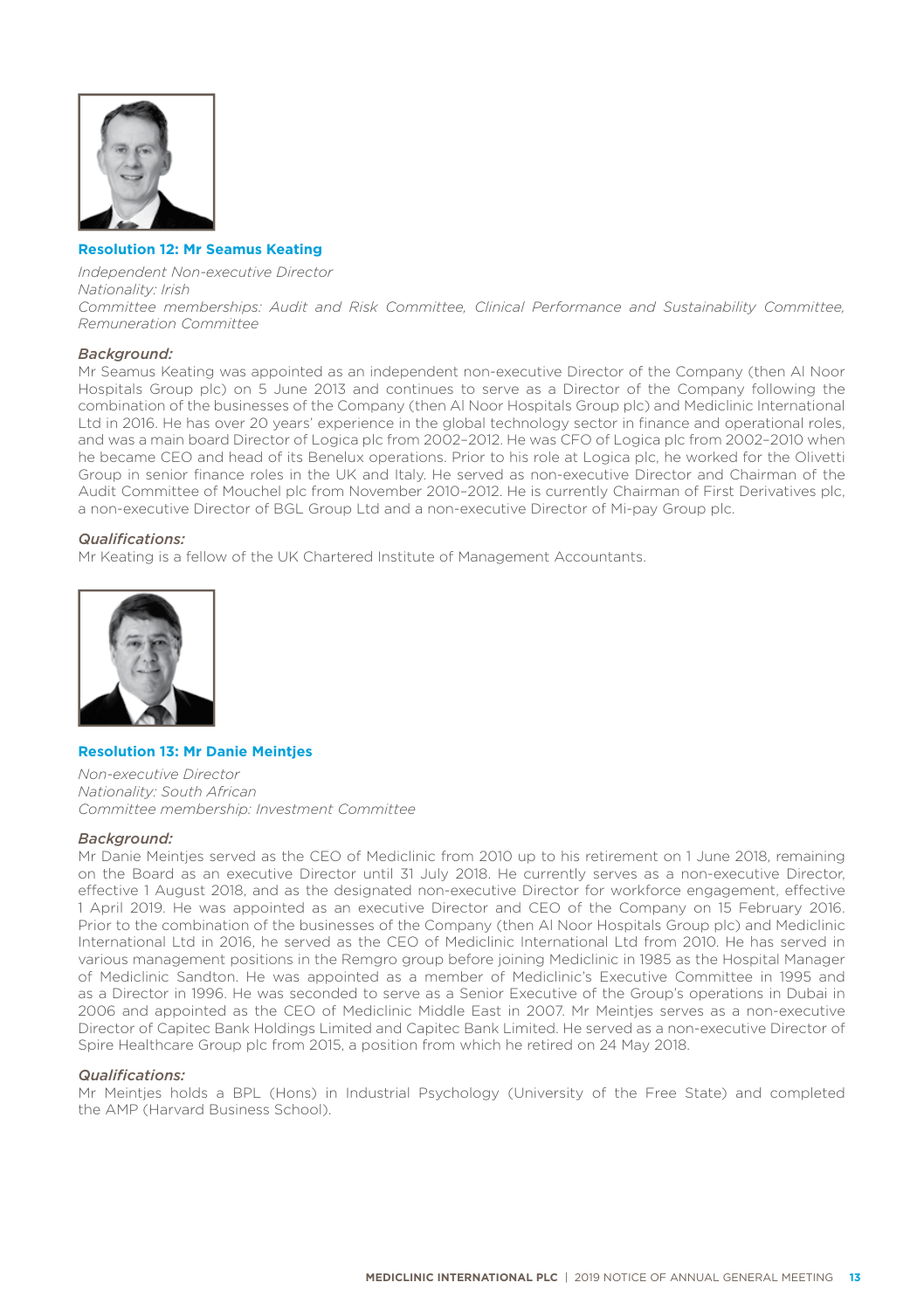### Resolution 12: Mr Seamus Keating

*Independent Non-executive Director*
*Nationality: Irish*
*Committee memberships: Audit and Risk Committee, Clinical Performance and Sustainability Committee, Remuneration Committee*

#### *Background:*

Mr Seamus Keating was appointed as an independent non-executive Director of the Company (then Al Noor Hospitals Group plc) on 5 June 2013 and continues to serve as a Director of the Company following the combination of the businesses of the Company (then Al Noor Hospitals Group plc) and Mediclinic International Ltd in 2016. He has over 20 years' experience in the global technology sector in finance and operational roles, and was a main board Director of Logica plc from 2002–2012. He was CFO of Logica plc from 2002–2010 when he became CEO and head of its Benelux operations. Prior to his role at Logica plc, he worked for the Olivetti Group in senior finance roles in the UK and Italy. He served as non-executive Director and Chairman of the Audit Committee of Mouchel plc from November 2010–2012. He is currently Chairman of First Derivatives plc, a non-executive Director of BGL Group Ltd and a non-executive Director of Mi-pay Group plc.

#### *Qualifications:*

Mr Keating is a fellow of the UK Chartered Institute of Management Accountants.

### Resolution 13: Mr Danie Meintjes

*Non-executive Director*
*Nationality: South African*
*Committee membership: Investment Committee*

#### *Background:*

Mr Danie Meintjes served as the CEO of Mediclinic from 2010 up to his retirement on 1 June 2018, remaining on the Board as an executive Director until 31 July 2018. He currently serves as a non-executive Director, effective 1 August 2018, and as the designated non-executive Director for workforce engagement, effective 1 April 2019. He was appointed as an executive Director and CEO of the Company on 15 February 2016. Prior to the combination of the businesses of the Company (then Al Noor Hospitals Group plc) and Mediclinic International Ltd in 2016, he served as the CEO of Mediclinic International Ltd from 2010. He has served in various management positions in the Remgro group before joining Mediclinic in 1985 as the Hospital Manager of Mediclinic Sandton. He was appointed as a member of Mediclinic's Executive Committee in 1995 and as a Director in 1996. He was seconded to serve as a Senior Executive of the Group's operations in Dubai in 2006 and appointed as the CEO of Mediclinic Middle East in 2007. Mr Meintjes serves as a non-executive Director of Capitec Bank Holdings Limited and Capitec Bank Limited. He served as a non-executive Director of Spire Healthcare Group plc from 2015, a position from which he retired on 24 May 2018.

#### *Qualifications:*

Mr Meintjes holds a BPL (Hons) in Industrial Psychology (University of the Free State) and completed the AMP (Harvard Business School).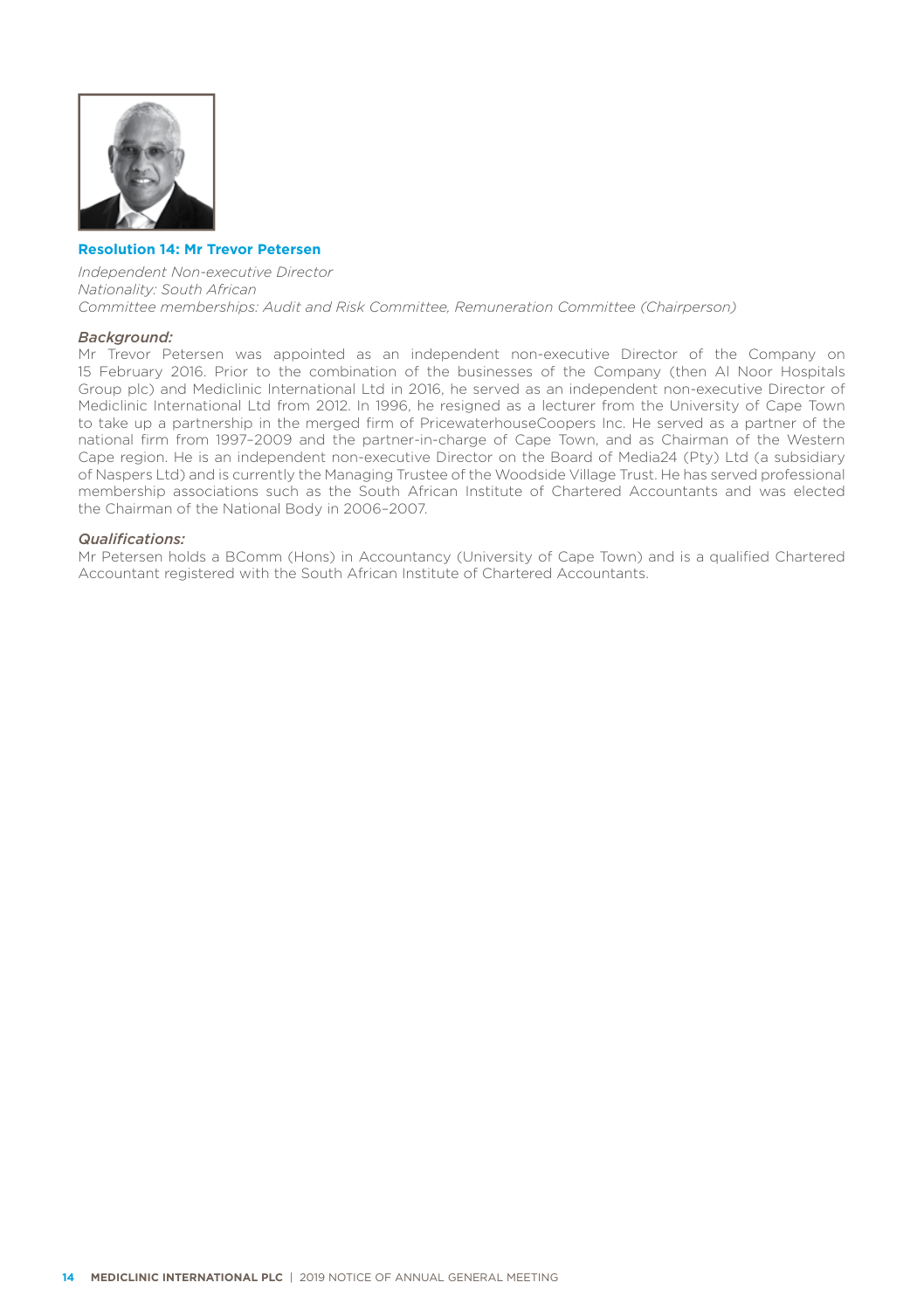### Resolution 14: Mr Trevor Petersen

*Independent Non-executive Director*
*Nationality: South African*
*Committee memberships: Audit and Risk Committee, Remuneration Committee (Chairperson)*

*Background:*

Mr Trevor Petersen was appointed as an independent non-executive Director of the Company on 15 February 2016. Prior to the combination of the businesses of the Company (then Al Noor Hospitals Group plc) and Mediclinic International Ltd in 2016, he served as an independent non-executive Director of Mediclinic International Ltd from 2012. In 1996, he resigned as a lecturer from the University of Cape Town to take up a partnership in the merged firm of PricewaterhouseCoopers Inc. He served as a partner of the national firm from 1997–2009 and the partner-in-charge of Cape Town, and as Chairman of the Western Cape region. He is an independent non-executive Director on the Board of Media24 (Pty) Ltd (a subsidiary of Naspers Ltd) and is currently the Managing Trustee of the Woodside Village Trust. He has served professional membership associations such as the South African Institute of Chartered Accountants and was elected the Chairman of the National Body in 2006–2007.

*Qualifications:*

Mr Petersen holds a BComm (Hons) in Accountancy (University of Cape Town) and is a qualified Chartered Accountant registered with the South African Institute of Chartered Accountants.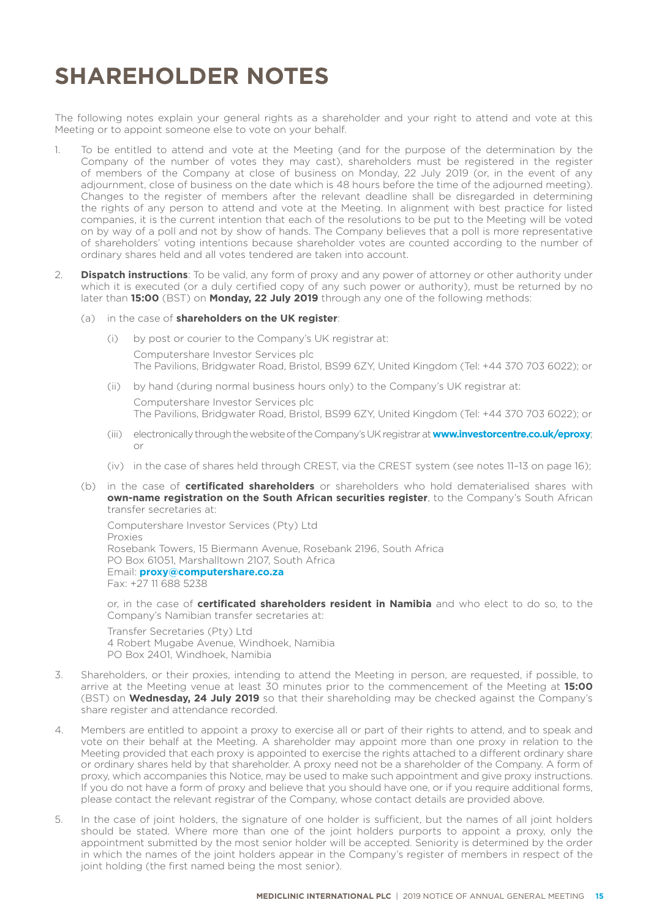# SHAREHOLDER NOTES

The following notes explain your general rights as a shareholder and your right to attend and vote at this Meeting or to appoint someone else to vote on your behalf.

1. To be entitled to attend and vote at the Meeting (and for the purpose of the determination by the Company of the number of votes they may cast), shareholders must be registered in the register of members of the Company at close of business on Monday, 22 July 2019 (or, in the event of any adjournment, close of business on the date which is 48 hours before the time of the adjourned meeting). Changes to the register of members after the relevant deadline shall be disregarded in determining the rights of any person to attend and vote at the Meeting. In alignment with best practice for listed companies, it is the current intention that each of the resolutions to be put to the Meeting will be voted on by way of a poll and not by show of hands. The Company believes that a poll is more representative of shareholders' voting intentions because shareholder votes are counted according to the number of ordinary shares held and all votes tendered are taken into account.

2. **Dispatch instructions**: To be valid, any form of proxy and any power of attorney or other authority under which it is executed (or a duly certified copy of any such power or authority), must be returned by no later than **15:00** (BST) on **Monday, 22 July 2019** through any one of the following methods:

   (a) in the case of **shareholders on the UK register**:

   (i) by post or courier to the Company's UK registrar at:

   Computershare Investor Services plc
   The Pavilions, Bridgwater Road, Bristol, BS99 6ZY, United Kingdom (Tel: +44 370 703 6022); or

   (ii) by hand (during normal business hours only) to the Company's UK registrar at:

   Computershare Investor Services plc
   The Pavilions, Bridgwater Road, Bristol, BS99 6ZY, United Kingdom (Tel: +44 370 703 6022); or

   (iii) electronically through the website of the Company's UK registrar at **www.investorcentre.co.uk/eproxy**; or

   (iv) in the case of shares held through CREST, via the CREST system (see notes 11–13 on page 16);

   (b) in the case of **certificated shareholders** or shareholders who hold dematerialised shares with **own-name registration on the South African securities register**, to the Company's South African transfer secretaries at:

   Computershare Investor Services (Pty) Ltd
   Proxies
   Rosebank Towers, 15 Biermann Avenue, Rosebank 2196, South Africa
   PO Box 61051, Marshalltown 2107, South Africa
   Email: **proxy@computershare.co.za**
   Fax: +27 11 688 5238

   or, in the case of **certificated shareholders resident in Namibia** and who elect to do so, to the Company's Namibian transfer secretaries at:

   Transfer Secretaries (Pty) Ltd
   4 Robert Mugabe Avenue, Windhoek, Namibia
   PO Box 2401, Windhoek, Namibia

3. Shareholders, or their proxies, intending to attend the Meeting in person, are requested, if possible, to arrive at the Meeting venue at least 30 minutes prior to the commencement of the Meeting at **15:00** (BST) on **Wednesday, 24 July 2019** so that their shareholding may be checked against the Company's share register and attendance recorded.

4. Members are entitled to appoint a proxy to exercise all or part of their rights to attend, and to speak and vote on their behalf at the Meeting. A shareholder may appoint more than one proxy in relation to the Meeting provided that each proxy is appointed to exercise the rights attached to a different ordinary share or ordinary shares held by that shareholder. A proxy need not be a shareholder of the Company. A form of proxy, which accompanies this Notice, may be used to make such appointment and give proxy instructions. If you do not have a form of proxy and believe that you should have one, or if you require additional forms, please contact the relevant registrar of the Company, whose contact details are provided above.

5. In the case of joint holders, the signature of one holder is sufficient, but the names of all joint holders should be stated. Where more than one of the joint holders purports to appoint a proxy, only the appointment submitted by the most senior holder will be accepted. Seniority is determined by the order in which the names of the joint holders appear in the Company's register of members in respect of the joint holding (the first named being the most senior).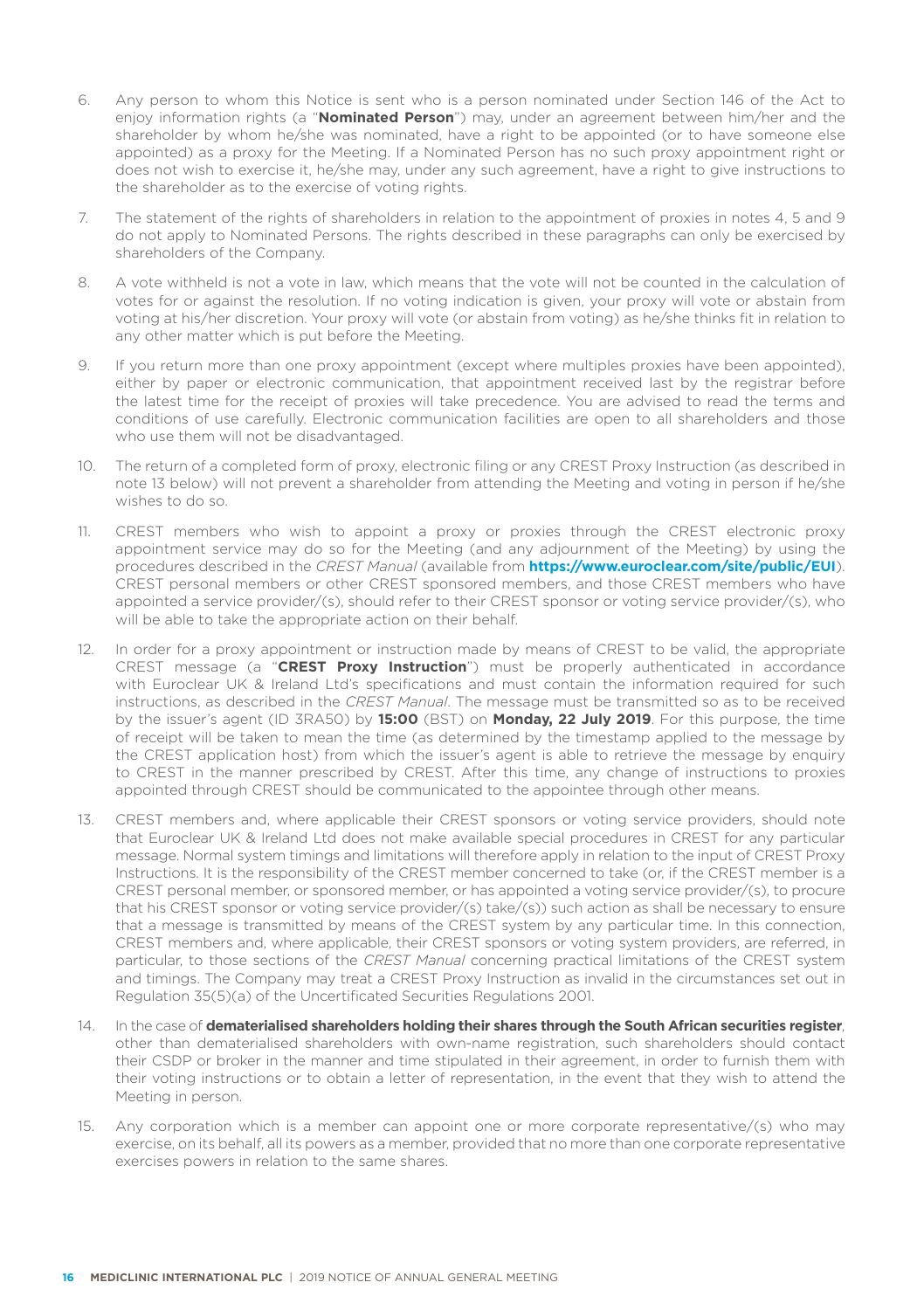6. Any person to whom this Notice is sent who is a person nominated under Section 146 of the Act to enjoy information rights (a "**Nominated Person**") may, under an agreement between him/her and the shareholder by whom he/she was nominated, have a right to be appointed (or to have someone else appointed) as a proxy for the Meeting. If a Nominated Person has no such proxy appointment right or does not wish to exercise it, he/she may, under any such agreement, have a right to give instructions to the shareholder as to the exercise of voting rights.

7. The statement of the rights of shareholders in relation to the appointment of proxies in notes 4, 5 and 9 do not apply to Nominated Persons. The rights described in these paragraphs can only be exercised by shareholders of the Company.

8. A vote withheld is not a vote in law, which means that the vote will not be counted in the calculation of votes for or against the resolution. If no voting indication is given, your proxy will vote or abstain from voting at his/her discretion. Your proxy will vote (or abstain from voting) as he/she thinks fit in relation to any other matter which is put before the Meeting.

9. If you return more than one proxy appointment (except where multiples proxies have been appointed), either by paper or electronic communication, that appointment received last by the registrar before the latest time for the receipt of proxies will take precedence. You are advised to read the terms and conditions of use carefully. Electronic communication facilities are open to all shareholders and those who use them will not be disadvantaged.

10. The return of a completed form of proxy, electronic filing or any CREST Proxy Instruction (as described in note 13 below) will not prevent a shareholder from attending the Meeting and voting in person if he/she wishes to do so.

11. CREST members who wish to appoint a proxy or proxies through the CREST electronic proxy appointment service may do so for the Meeting (and any adjournment of the Meeting) by using the procedures described in the *CREST Manual* (available from **https://www.euroclear.com/site/public/EUI**). CREST personal members or other CREST sponsored members, and those CREST members who have appointed a service provider/(s), should refer to their CREST sponsor or voting service provider/(s), who will be able to take the appropriate action on their behalf.

12. In order for a proxy appointment or instruction made by means of CREST to be valid, the appropriate CREST message (a "**CREST Proxy Instruction**") must be properly authenticated in accordance with Euroclear UK & Ireland Ltd's specifications and must contain the information required for such instructions, as described in the *CREST Manual*. The message must be transmitted so as to be received by the issuer's agent (ID 3RA50) by **15:00** (BST) on **Monday, 22 July 2019**. For this purpose, the time of receipt will be taken to mean the time (as determined by the timestamp applied to the message by the CREST application host) from which the issuer's agent is able to retrieve the message by enquiry to CREST in the manner prescribed by CREST. After this time, any change of instructions to proxies appointed through CREST should be communicated to the appointee through other means.

13. CREST members and, where applicable their CREST sponsors or voting service providers, should note that Euroclear UK & Ireland Ltd does not make available special procedures in CREST for any particular message. Normal system timings and limitations will therefore apply in relation to the input of CREST Proxy Instructions. It is the responsibility of the CREST member concerned to take (or, if the CREST member is a CREST personal member, or sponsored member, or has appointed a voting service provider/(s), to procure that his CREST sponsor or voting service provider/(s) take/(s)) such action as shall be necessary to ensure that a message is transmitted by means of the CREST system by any particular time. In this connection, CREST members and, where applicable, their CREST sponsors or voting system providers, are referred, in particular, to those sections of the *CREST Manual* concerning practical limitations of the CREST system and timings. The Company may treat a CREST Proxy Instruction as invalid in the circumstances set out in Regulation 35(5)(a) of the Uncertificated Securities Regulations 2001.

14. In the case of **dematerialised shareholders holding their shares through the South African securities register**, other than dematerialised shareholders with own-name registration, such shareholders should contact their CSDP or broker in the manner and time stipulated in their agreement, in order to furnish them with their voting instructions or to obtain a letter of representation, in the event that they wish to attend the Meeting in person.

15. Any corporation which is a member can appoint one or more corporate representative/(s) who may exercise, on its behalf, all its powers as a member, provided that no more than one corporate representative exercises powers in relation to the same shares.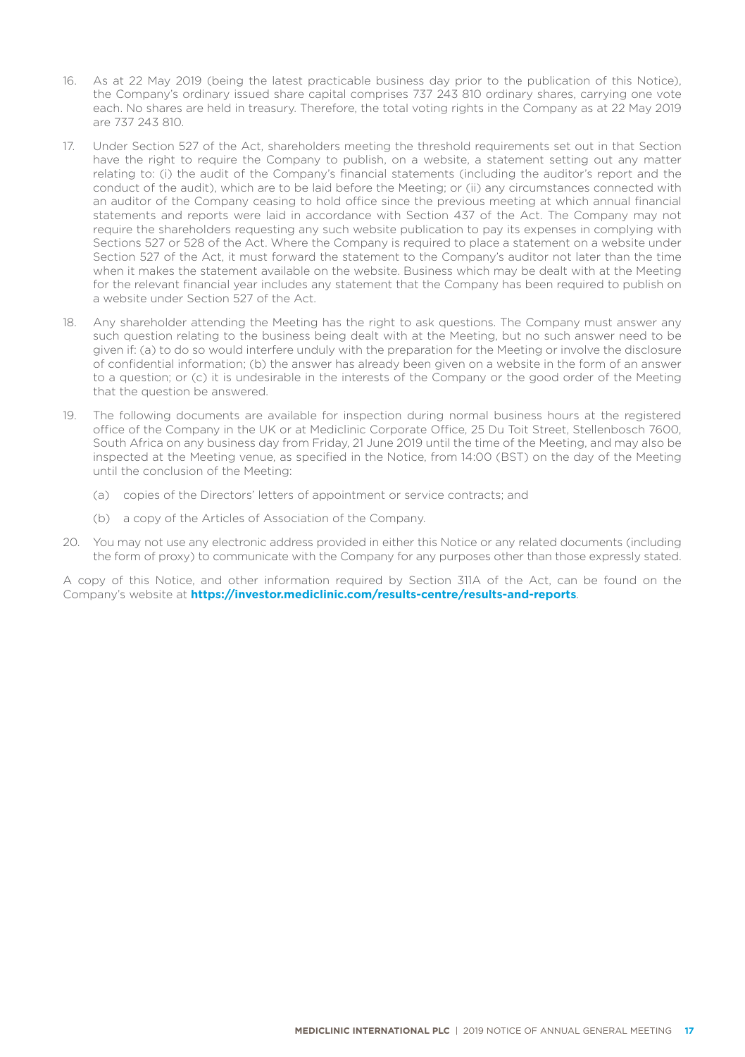16. As at 22 May 2019 (being the latest practicable business day prior to the publication of this Notice), the Company's ordinary issued share capital comprises 737 243 810 ordinary shares, carrying one vote each. No shares are held in treasury. Therefore, the total voting rights in the Company as at 22 May 2019 are 737 243 810.

17. Under Section 527 of the Act, shareholders meeting the threshold requirements set out in that Section have the right to require the Company to publish, on a website, a statement setting out any matter relating to: (i) the audit of the Company's financial statements (including the auditor's report and the conduct of the audit), which are to be laid before the Meeting; or (ii) any circumstances connected with an auditor of the Company ceasing to hold office since the previous meeting at which annual financial statements and reports were laid in accordance with Section 437 of the Act. The Company may not require the shareholders requesting any such website publication to pay its expenses in complying with Sections 527 or 528 of the Act. Where the Company is required to place a statement on a website under Section 527 of the Act, it must forward the statement to the Company's auditor not later than the time when it makes the statement available on the website. Business which may be dealt with at the Meeting for the relevant financial year includes any statement that the Company has been required to publish on a website under Section 527 of the Act.

18. Any shareholder attending the Meeting has the right to ask questions. The Company must answer any such question relating to the business being dealt with at the Meeting, but no such answer need to be given if: (a) to do so would interfere unduly with the preparation for the Meeting or involve the disclosure of confidential information; (b) the answer has already been given on a website in the form of an answer to a question; or (c) it is undesirable in the interests of the Company or the good order of the Meeting that the question be answered.

19. The following documents are available for inspection during normal business hours at the registered office of the Company in the UK or at Mediclinic Corporate Office, 25 Du Toit Street, Stellenbosch 7600, South Africa on any business day from Friday, 21 June 2019 until the time of the Meeting, and may also be inspected at the Meeting venue, as specified in the Notice, from 14:00 (BST) on the day of the Meeting until the conclusion of the Meeting:

    (a) copies of the Directors' letters of appointment or service contracts; and

    (b) a copy of the Articles of Association of the Company.

20. You may not use any electronic address provided in either this Notice or any related documents (including the form of proxy) to communicate with the Company for any purposes other than those expressly stated.

A copy of this Notice, and other information required by Section 311A of the Act, can be found on the Company's website at **https://investor.mediclinic.com/results-centre/results-and-reports**.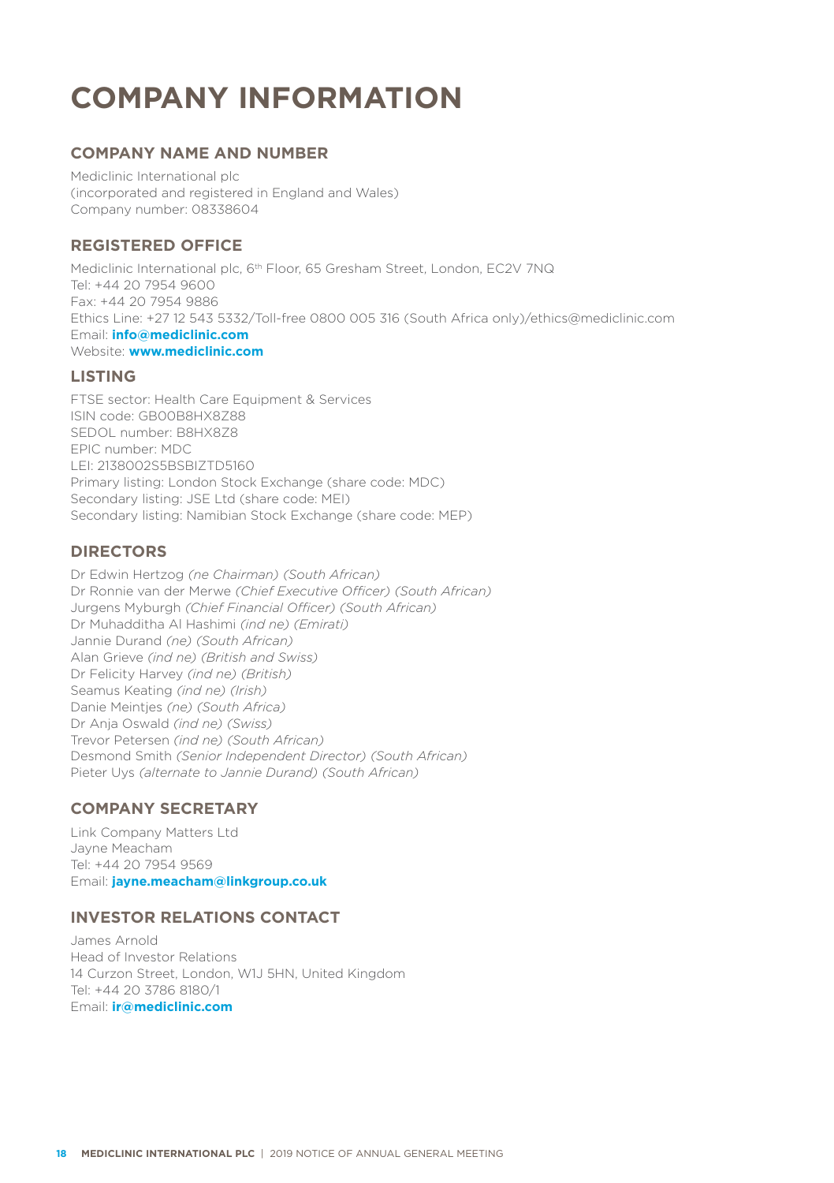# COMPANY INFORMATION

## COMPANY NAME AND NUMBER

Mediclinic International plc
(incorporated and registered in England and Wales)
Company number: 08338604

## REGISTERED OFFICE

Mediclinic International plc, 6th Floor, 65 Gresham Street, London, EC2V 7NQ
Tel: +44 20 7954 9600
Fax: +44 20 7954 9886
Ethics Line: +27 12 543 5332/Toll-free 0800 005 316 (South Africa only)/ethics@mediclinic.com
Email: **info@mediclinic.com**
Website: **www.mediclinic.com**

## LISTING

FTSE sector: Health Care Equipment & Services
ISIN code: GB00B8HX8Z88
SEDOL number: B8HX8Z8
EPIC number: MDC
LEI: 2138002S5BSBIZTD5160
Primary listing: London Stock Exchange (share code: MDC)
Secondary listing: JSE Ltd (share code: MEI)
Secondary listing: Namibian Stock Exchange (share code: MEP)

## DIRECTORS

Dr Edwin Hertzog *(ne Chairman) (South African)*
Dr Ronnie van der Merwe *(Chief Executive Officer) (South African)*
Jurgens Myburgh *(Chief Financial Officer) (South African)*
Dr Muhadditha Al Hashimi *(ind ne) (Emirati)*
Jannie Durand *(ne) (South African)*
Alan Grieve *(ind ne) (British and Swiss)*
Dr Felicity Harvey *(ind ne) (British)*
Seamus Keating *(ind ne) (Irish)*
Danie Meintjes *(ne) (South Africa)*
Dr Anja Oswald *(ind ne) (Swiss)*
Trevor Petersen *(ind ne) (South African)*
Desmond Smith *(Senior Independent Director) (South African)*
Pieter Uys *(alternate to Jannie Durand) (South African)*

## COMPANY SECRETARY

Link Company Matters Ltd
Jayne Meacham
Tel: +44 20 7954 9569
Email: **jayne.meacham@linkgroup.co.uk**

## INVESTOR RELATIONS CONTACT

James Arnold
Head of Investor Relations
14 Curzon Street, London, W1J 5HN, United Kingdom
Tel: +44 20 3786 8180/1
Email: **ir@mediclinic.com**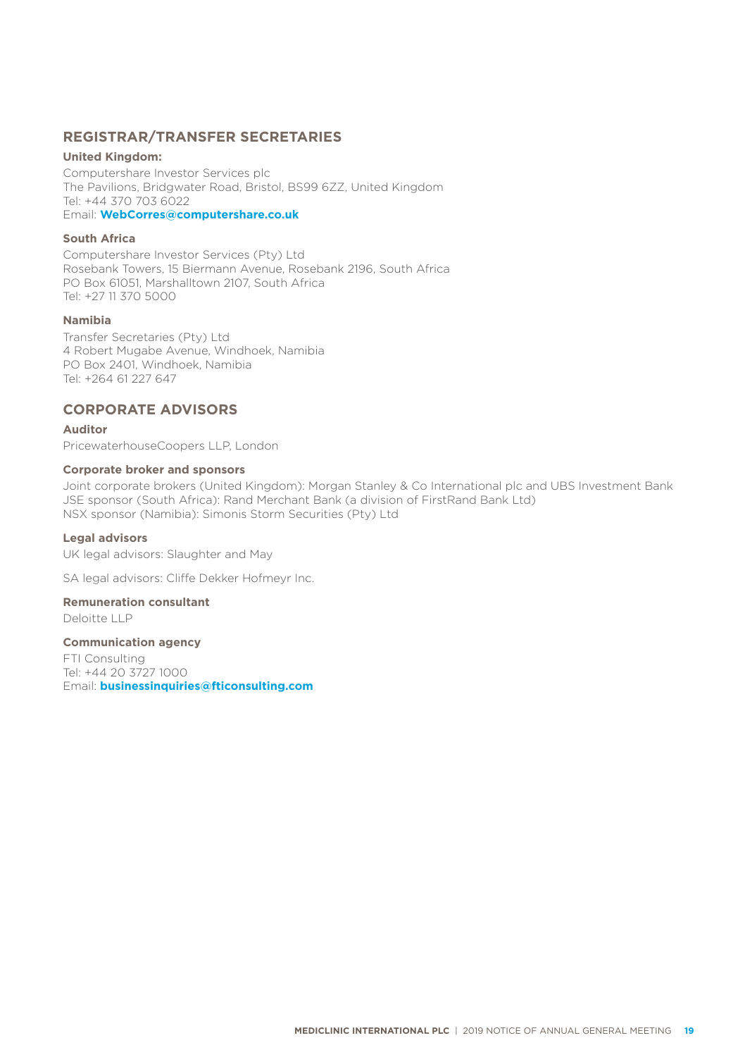## REGISTRAR/TRANSFER SECRETARIES

**United Kingdom:**

Computershare Investor Services plc
The Pavilions, Bridgwater Road, Bristol, BS99 6ZZ, United Kingdom
Tel: +44 370 703 6022
Email: **WebCorres@computershare.co.uk**

**South Africa**

Computershare Investor Services (Pty) Ltd
Rosebank Towers, 15 Biermann Avenue, Rosebank 2196, South Africa
PO Box 61051, Marshalltown 2107, South Africa
Tel: +27 11 370 5000

**Namibia**

Transfer Secretaries (Pty) Ltd
4 Robert Mugabe Avenue, Windhoek, Namibia
PO Box 2401, Windhoek, Namibia
Tel: +264 61 227 647

## CORPORATE ADVISORS

**Auditor**

PricewaterhouseCoopers LLP, London

**Corporate broker and sponsors**

Joint corporate brokers (United Kingdom): Morgan Stanley & Co International plc and UBS Investment Bank
JSE sponsor (South Africa): Rand Merchant Bank (a division of FirstRand Bank Ltd)
NSX sponsor (Namibia): Simonis Storm Securities (Pty) Ltd

**Legal advisors**

UK legal advisors: Slaughter and May

SA legal advisors: Cliffe Dekker Hofmeyr Inc.

**Remuneration consultant**

Deloitte LLP

**Communication agency**

FTI Consulting
Tel: +44 20 3727 1000
Email: **businessinquiries@fticonsulting.com**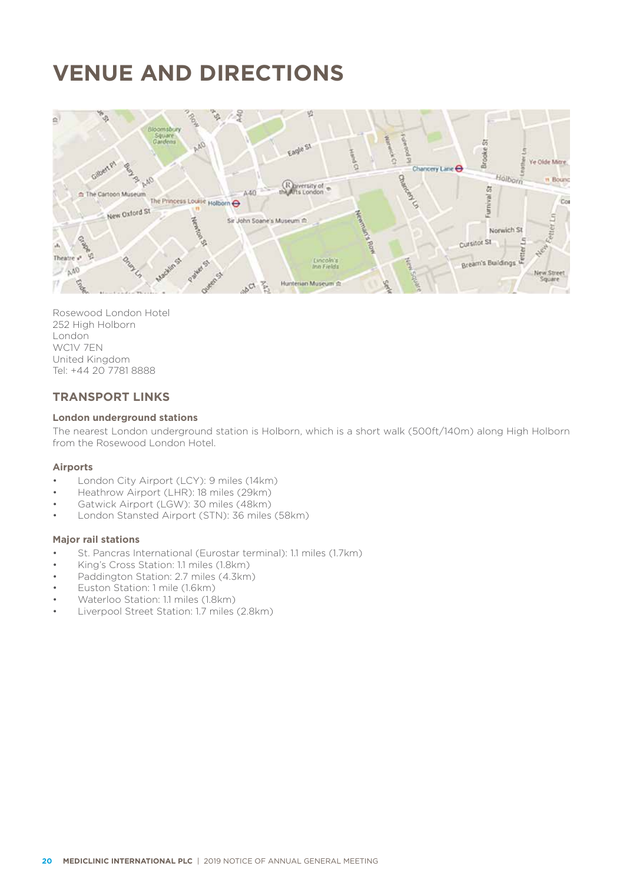# VENUE AND DIRECTIONS

Rosewood London Hotel
252 High Holborn
London
WC1V 7EN
United Kingdom
Tel: +44 20 7781 8888

## TRANSPORT LINKS

### London underground stations

The nearest London underground station is Holborn, which is a short walk (500ft/140m) along High Holborn from the Rosewood London Hotel.

### Airports

- London City Airport (LCY): 9 miles (14km)
- Heathrow Airport (LHR): 18 miles (29km)
- Gatwick Airport (LGW): 30 miles (48km)
- London Stansted Airport (STN): 36 miles (58km)

### Major rail stations

- St. Pancras International (Eurostar terminal): 1.1 miles (1.7km)
- King's Cross Station: 1.1 miles (1.8km)
- Paddington Station: 2.7 miles (4.3km)
- Euston Station: 1 mile (1.6km)
- Waterloo Station: 1.1 miles (1.8km)
- Liverpool Street Station: 1.7 miles (2.8km)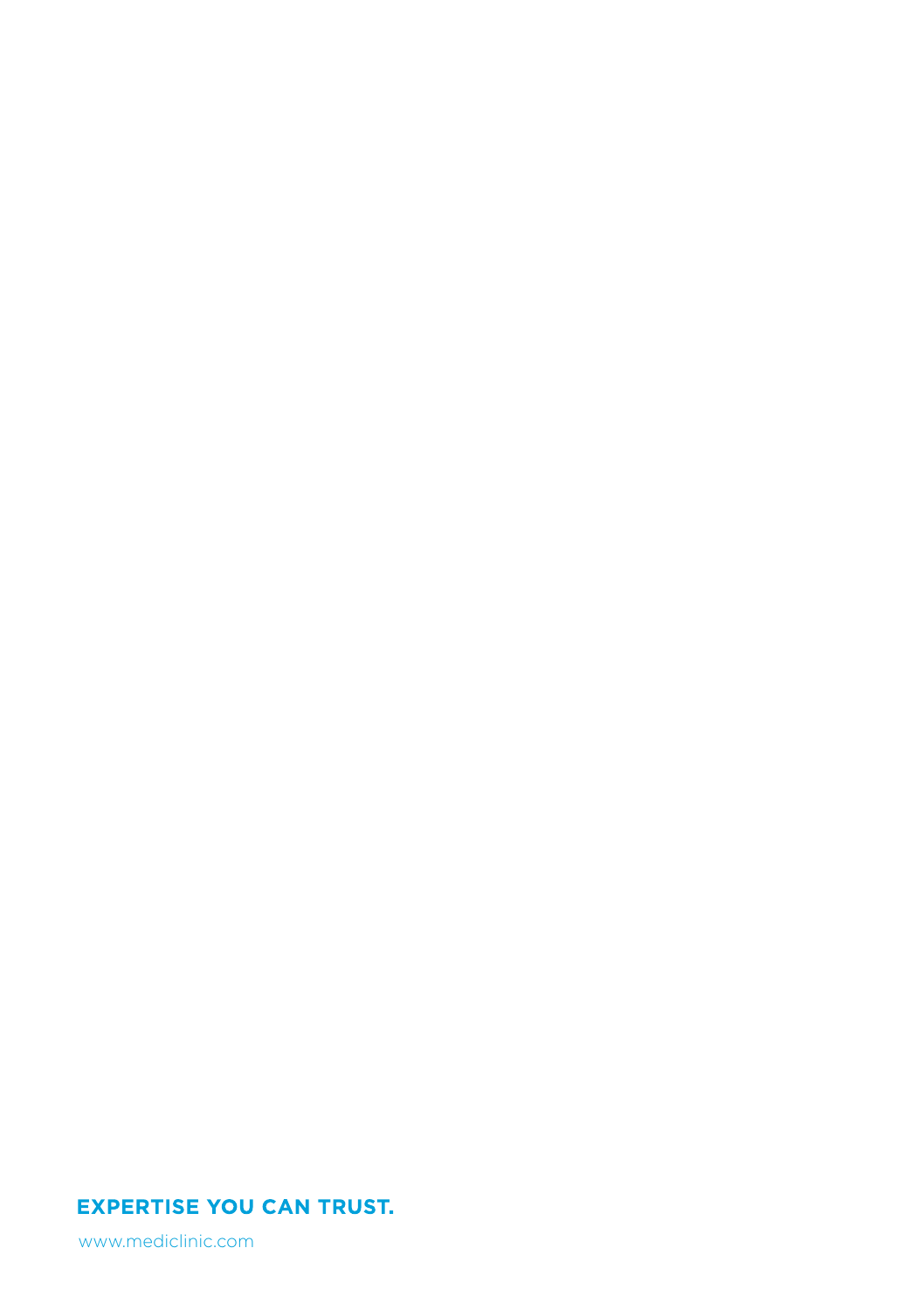**EXPERTISE YOU CAN TRUST.**

www.mediclinic.com